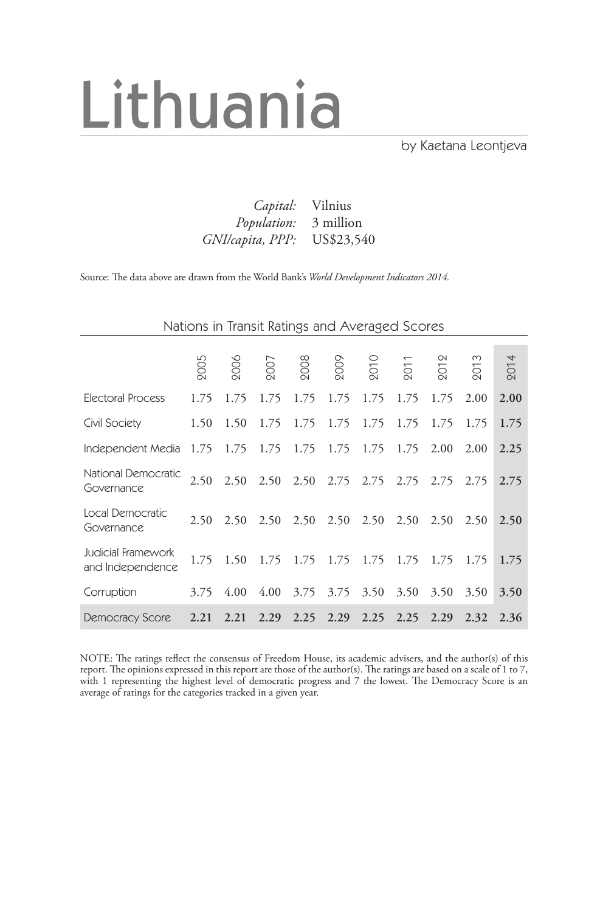# Lithuania

by Kaetana Leontjeva

*Capital:* Vilnius
*Population:* 3 million
*GNI/capita, PPP:* US$23,540

Source: The data above are drawn from the World Bank's *World Development Indicators 2014.*

## Nations in Transit Ratings and Averaged Scores

| | 2005 | 2006 | 2007 | 2008 | 2009 | 2010 | 2011 | 2012 | 2013 | 2014 |
|---|---|---|---|---|---|---|---|---|---|---|
| Electoral Process | 1.75 | 1.75 | 1.75 | 1.75 | 1.75 | 1.75 | 1.75 | 1.75 | 2.00 | **2.00** |
| Civil Society | 1.50 | 1.50 | 1.75 | 1.75 | 1.75 | 1.75 | 1.75 | 1.75 | 1.75 | **1.75** |
| Independent Media | 1.75 | 1.75 | 1.75 | 1.75 | 1.75 | 1.75 | 1.75 | 2.00 | 2.00 | **2.25** |
| National Democratic Governance | 2.50 | 2.50 | 2.50 | 2.50 | 2.75 | 2.75 | 2.75 | 2.75 | 2.75 | **2.75** |
| Local Democratic Governance | 2.50 | 2.50 | 2.50 | 2.50 | 2.50 | 2.50 | 2.50 | 2.50 | 2.50 | **2.50** |
| Judicial Framework and Independence | 1.75 | 1.50 | 1.75 | 1.75 | 1.75 | 1.75 | 1.75 | 1.75 | 1.75 | **1.75** |
| Corruption | 3.75 | 4.00 | 4.00 | 3.75 | 3.75 | 3.50 | 3.50 | 3.50 | 3.50 | **3.50** |
| Democracy Score | **2.21** | **2.21** | **2.29** | **2.25** | **2.29** | **2.25** | **2.25** | **2.29** | **2.32** | **2.36** |

NOTE: The ratings reflect the consensus of Freedom House, its academic advisers, and the author(s) of this report. The opinions expressed in this report are those of the author(s). The ratings are based on a scale of 1 to 7, with 1 representing the highest level of democratic progress and 7 the lowest. The Democracy Score is an average of ratings for the categories tracked in a given year.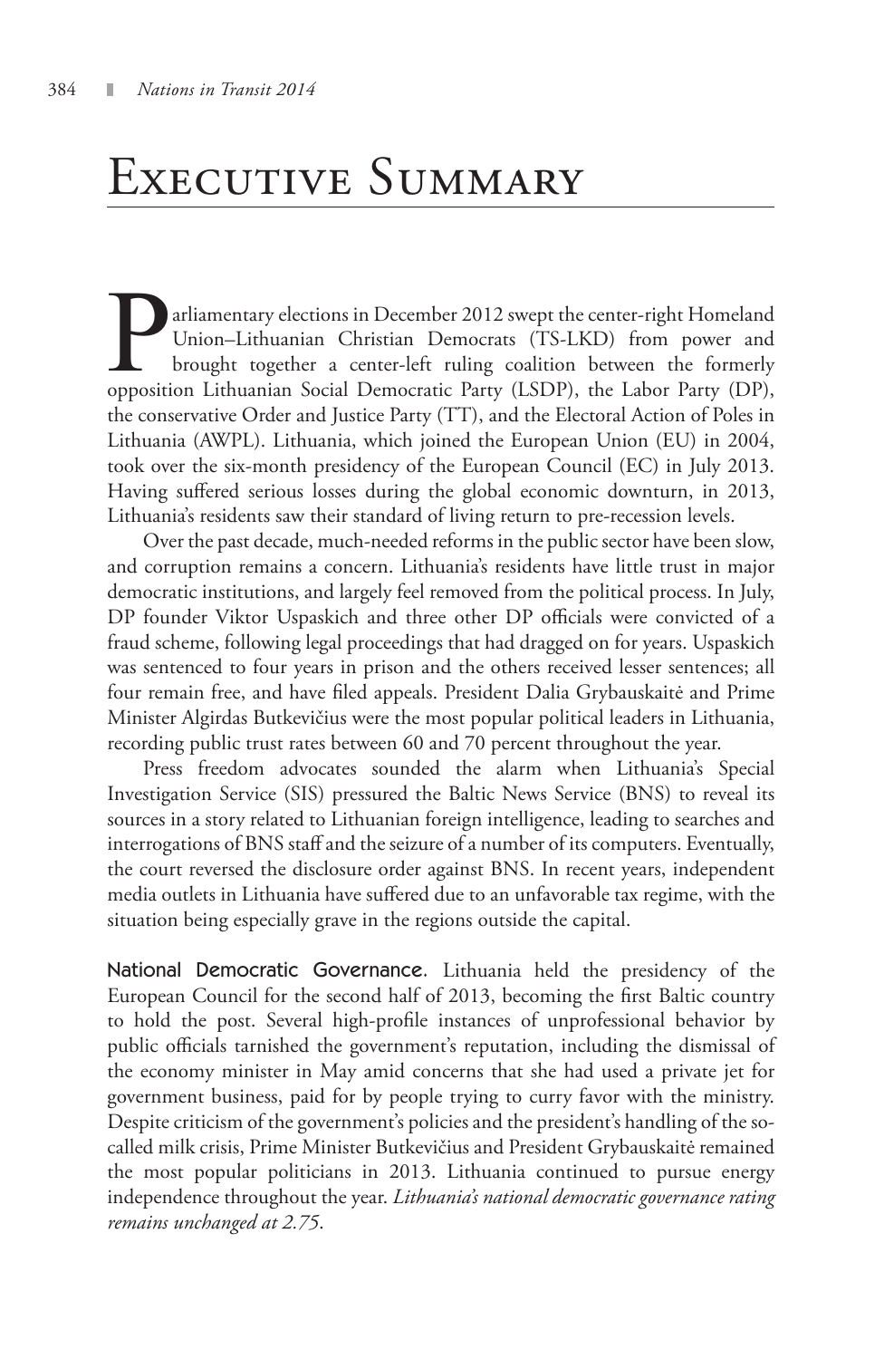# Executive Summary

Parliamentary elections in December 2012 swept the center-right Homeland Union–Lithuanian Christian Democrats (TS-LKD) from power and brought together a center-left ruling coalition between the formerly opposition Lithuanian Social Democratic Party (LSDP), the Labor Party (DP), the conservative Order and Justice Party (TT), and the Electoral Action of Poles in Lithuania (AWPL). Lithuania, which joined the European Union (EU) in 2004, took over the six-month presidency of the European Council (EC) in July 2013. Having suffered serious losses during the global economic downturn, in 2013, Lithuania's residents saw their standard of living return to pre-recession levels.

Over the past decade, much-needed reforms in the public sector have been slow, and corruption remains a concern. Lithuania's residents have little trust in major democratic institutions, and largely feel removed from the political process. In July, DP founder Viktor Uspaskich and three other DP officials were convicted of a fraud scheme, following legal proceedings that had dragged on for years. Uspaskich was sentenced to four years in prison and the others received lesser sentences; all four remain free, and have filed appeals. President Dalia Grybauskaitė and Prime Minister Algirdas Butkevičius were the most popular political leaders in Lithuania, recording public trust rates between 60 and 70 percent throughout the year.

Press freedom advocates sounded the alarm when Lithuania's Special Investigation Service (SIS) pressured the Baltic News Service (BNS) to reveal its sources in a story related to Lithuanian foreign intelligence, leading to searches and interrogations of BNS staff and the seizure of a number of its computers. Eventually, the court reversed the disclosure order against BNS. In recent years, independent media outlets in Lithuania have suffered due to an unfavorable tax regime, with the situation being especially grave in the regions outside the capital.

**National Democratic Governance.** Lithuania held the presidency of the European Council for the second half of 2013, becoming the first Baltic country to hold the post. Several high-profile instances of unprofessional behavior by public officials tarnished the government's reputation, including the dismissal of the economy minister in May amid concerns that she had used a private jet for government business, paid for by people trying to curry favor with the ministry. Despite criticism of the government's policies and the president's handling of the so-called milk crisis, Prime Minister Butkevičius and President Grybauskaitė remained the most popular politicians in 2013. Lithuania continued to pursue energy independence throughout the year. *Lithuania's national democratic governance rating remains unchanged at 2.75.*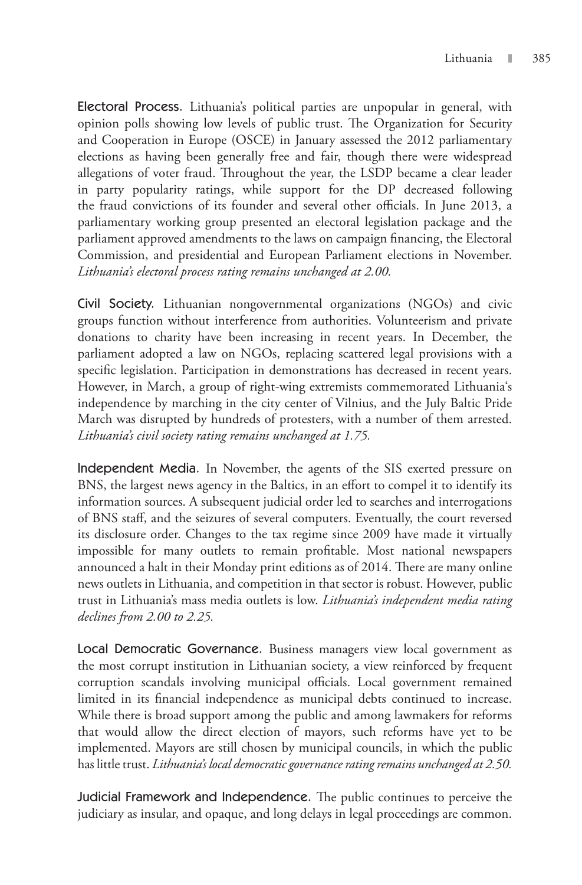**Electoral Process.** Lithuania's political parties are unpopular in general, with opinion polls showing low levels of public trust. The Organization for Security and Cooperation in Europe (OSCE) in January assessed the 2012 parliamentary elections as having been generally free and fair, though there were widespread allegations of voter fraud. Throughout the year, the LSDP became a clear leader in party popularity ratings, while support for the DP decreased following the fraud convictions of its founder and several other officials. In June 2013, a parliamentary working group presented an electoral legislation package and the parliament approved amendments to the laws on campaign financing, the Electoral Commission, and presidential and European Parliament elections in November. *Lithuania's electoral process rating remains unchanged at 2.00.*

**Civil Society.** Lithuanian nongovernmental organizations (NGOs) and civic groups function without interference from authorities. Volunteerism and private donations to charity have been increasing in recent years. In December, the parliament adopted a law on NGOs, replacing scattered legal provisions with a specific legislation. Participation in demonstrations has decreased in recent years. However, in March, a group of right-wing extremists commemorated Lithuania's independence by marching in the city center of Vilnius, and the July Baltic Pride March was disrupted by hundreds of protesters, with a number of them arrested. *Lithuania's civil society rating remains unchanged at 1.75.*

**Independent Media.** In November, the agents of the SIS exerted pressure on BNS, the largest news agency in the Baltics, in an effort to compel it to identify its information sources. A subsequent judicial order led to searches and interrogations of BNS staff, and the seizures of several computers. Eventually, the court reversed its disclosure order. Changes to the tax regime since 2009 have made it virtually impossible for many outlets to remain profitable. Most national newspapers announced a halt in their Monday print editions as of 2014. There are many online news outlets in Lithuania, and competition in that sector is robust. However, public trust in Lithuania's mass media outlets is low. *Lithuania's independent media rating declines from 2.00 to 2.25.*

**Local Democratic Governance.** Business managers view local government as the most corrupt institution in Lithuanian society, a view reinforced by frequent corruption scandals involving municipal officials. Local government remained limited in its financial independence as municipal debts continued to increase. While there is broad support among the public and among lawmakers for reforms that would allow the direct election of mayors, such reforms have yet to be implemented. Mayors are still chosen by municipal councils, in which the public has little trust. *Lithuania's local democratic governance rating remains unchanged at 2.50.*

**Judicial Framework and Independence.** The public continues to perceive the judiciary as insular, and opaque, and long delays in legal proceedings are common.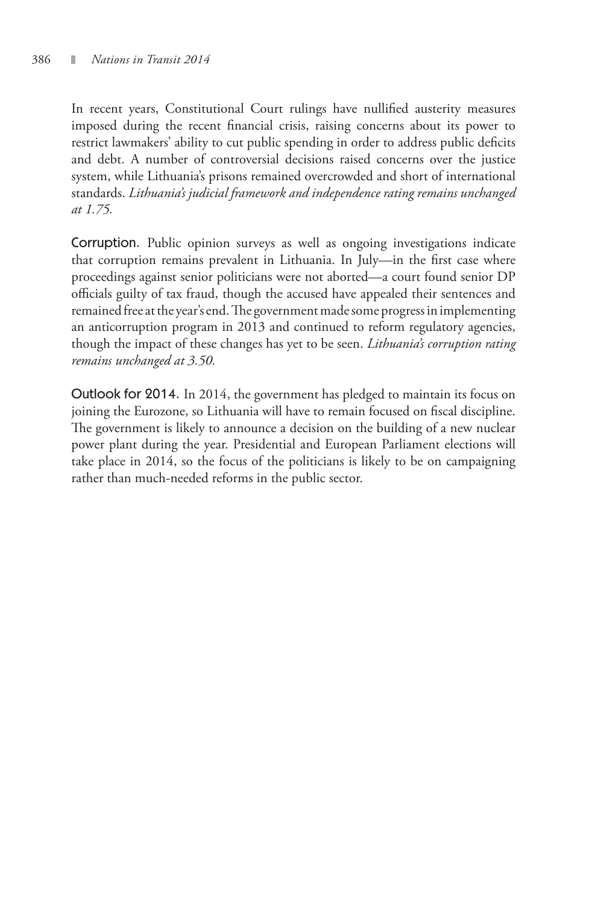In recent years, Constitutional Court rulings have nullified austerity measures imposed during the recent financial crisis, raising concerns about its power to restrict lawmakers' ability to cut public spending in order to address public deficits and debt. A number of controversial decisions raised concerns over the justice system, while Lithuania's prisons remained overcrowded and short of international standards. *Lithuania's judicial framework and independence rating remains unchanged at 1.75.*

**Corruption.** Public opinion surveys as well as ongoing investigations indicate that corruption remains prevalent in Lithuania. In July—in the first case where proceedings against senior politicians were not aborted—a court found senior DP officials guilty of tax fraud, though the accused have appealed their sentences and remained free at the year's end. The government made some progress in implementing an anticorruption program in 2013 and continued to reform regulatory agencies, though the impact of these changes has yet to be seen. *Lithuania's corruption rating remains unchanged at 3.50.*

**Outlook for 2014.** In 2014, the government has pledged to maintain its focus on joining the Eurozone, so Lithuania will have to remain focused on fiscal discipline. The government is likely to announce a decision on the building of a new nuclear power plant during the year. Presidential and European Parliament elections will take place in 2014, so the focus of the politicians is likely to be on campaigning rather than much-needed reforms in the public sector.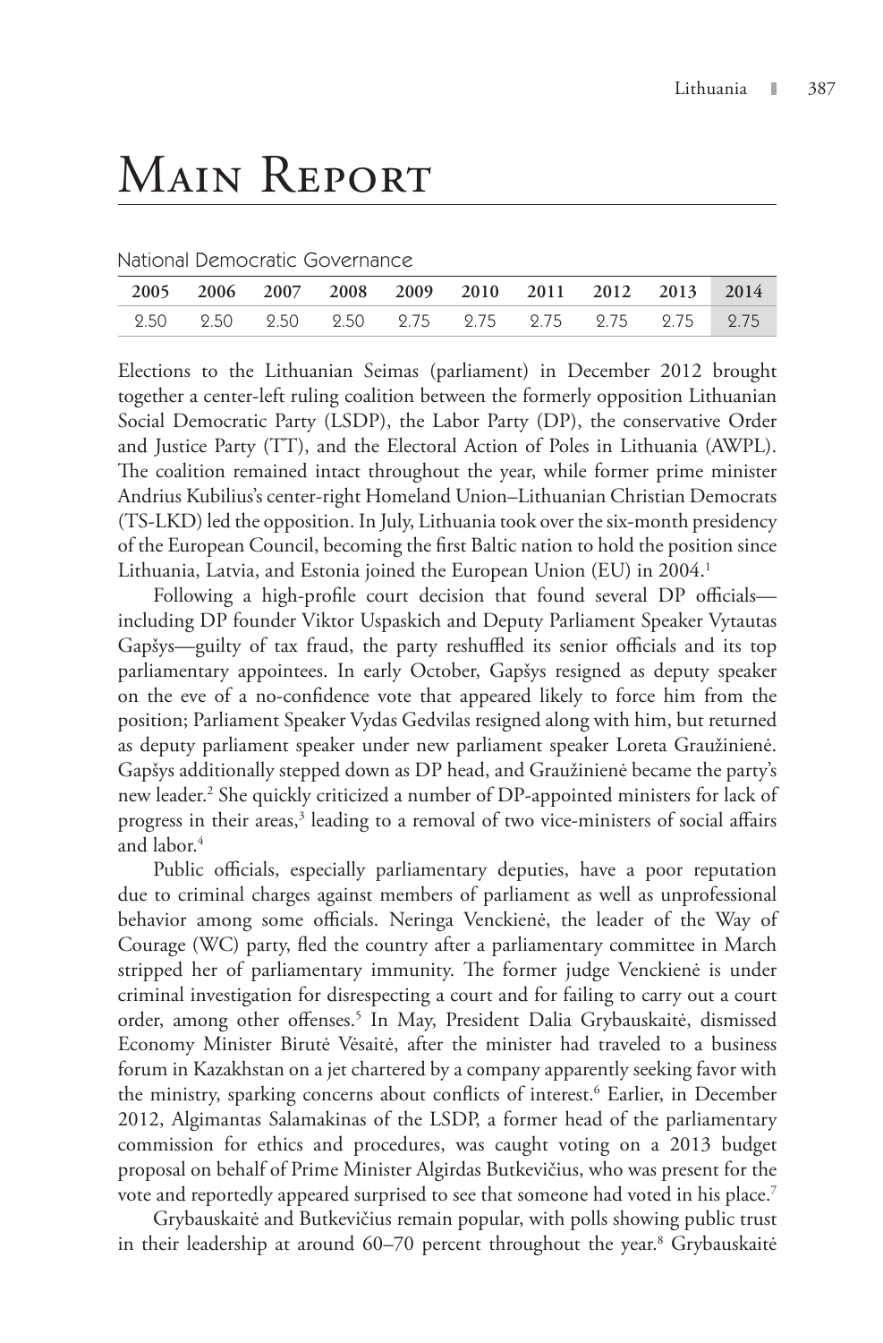# Main Report

National Democratic Governance

| 2005 | 2006 | 2007 | 2008 | 2009 | 2010 | 2011 | 2012 | 2013 | 2014 |
|---|---|---|---|---|---|---|---|---|---|
| 2.50 | 2.50 | 2.50 | 2.50 | 2.75 | 2.75 | 2.75 | 2.75 | 2.75 | 2.75 |

Elections to the Lithuanian Seimas (parliament) in December 2012 brought together a center-left ruling coalition between the formerly opposition Lithuanian Social Democratic Party (LSDP), the Labor Party (DP), the conservative Order and Justice Party (TT), and the Electoral Action of Poles in Lithuania (AWPL). The coalition remained intact throughout the year, while former prime minister Andrius Kubilius's center-right Homeland Union–Lithuanian Christian Democrats (TS-LKD) led the opposition. In July, Lithuania took over the six-month presidency of the European Council, becoming the first Baltic nation to hold the position since Lithuania, Latvia, and Estonia joined the European Union (EU) in 2004.[1]

Following a high-profile court decision that found several DP officials—including DP founder Viktor Uspaskich and Deputy Parliament Speaker Vytautas Gapšys—guilty of tax fraud, the party reshuffled its senior officials and its top parliamentary appointees. In early October, Gapšys resigned as deputy speaker on the eve of a no-confidence vote that appeared likely to force him from the position; Parliament Speaker Vydas Gedvilas resigned along with him, but returned as deputy parliament speaker under new parliament speaker Loreta Graužinienė. Gapšys additionally stepped down as DP head, and Graužinienė became the party's new leader.[2] She quickly criticized a number of DP-appointed ministers for lack of progress in their areas,[3] leading to a removal of two vice-ministers of social affairs and labor.[4]

Public officials, especially parliamentary deputies, have a poor reputation due to criminal charges against members of parliament as well as unprofessional behavior among some officials. Neringa Venckienė, the leader of the Way of Courage (WC) party, fled the country after a parliamentary committee in March stripped her of parliamentary immunity. The former judge Venckienė is under criminal investigation for disrespecting a court and for failing to carry out a court order, among other offenses.[5] In May, President Dalia Grybauskaitė, dismissed Economy Minister Birutė Vėsaitė, after the minister had traveled to a business forum in Kazakhstan on a jet chartered by a company apparently seeking favor with the ministry, sparking concerns about conflicts of interest.[6] Earlier, in December 2012, Algimantas Salamakinas of the LSDP, a former head of the parliamentary commission for ethics and procedures, was caught voting on a 2013 budget proposal on behalf of Prime Minister Algirdas Butkevičius, who was present for the vote and reportedly appeared surprised to see that someone had voted in his place.[7]

Grybauskaitė and Butkevičius remain popular, with polls showing public trust in their leadership at around 60–70 percent throughout the year.[8] Grybauskaitė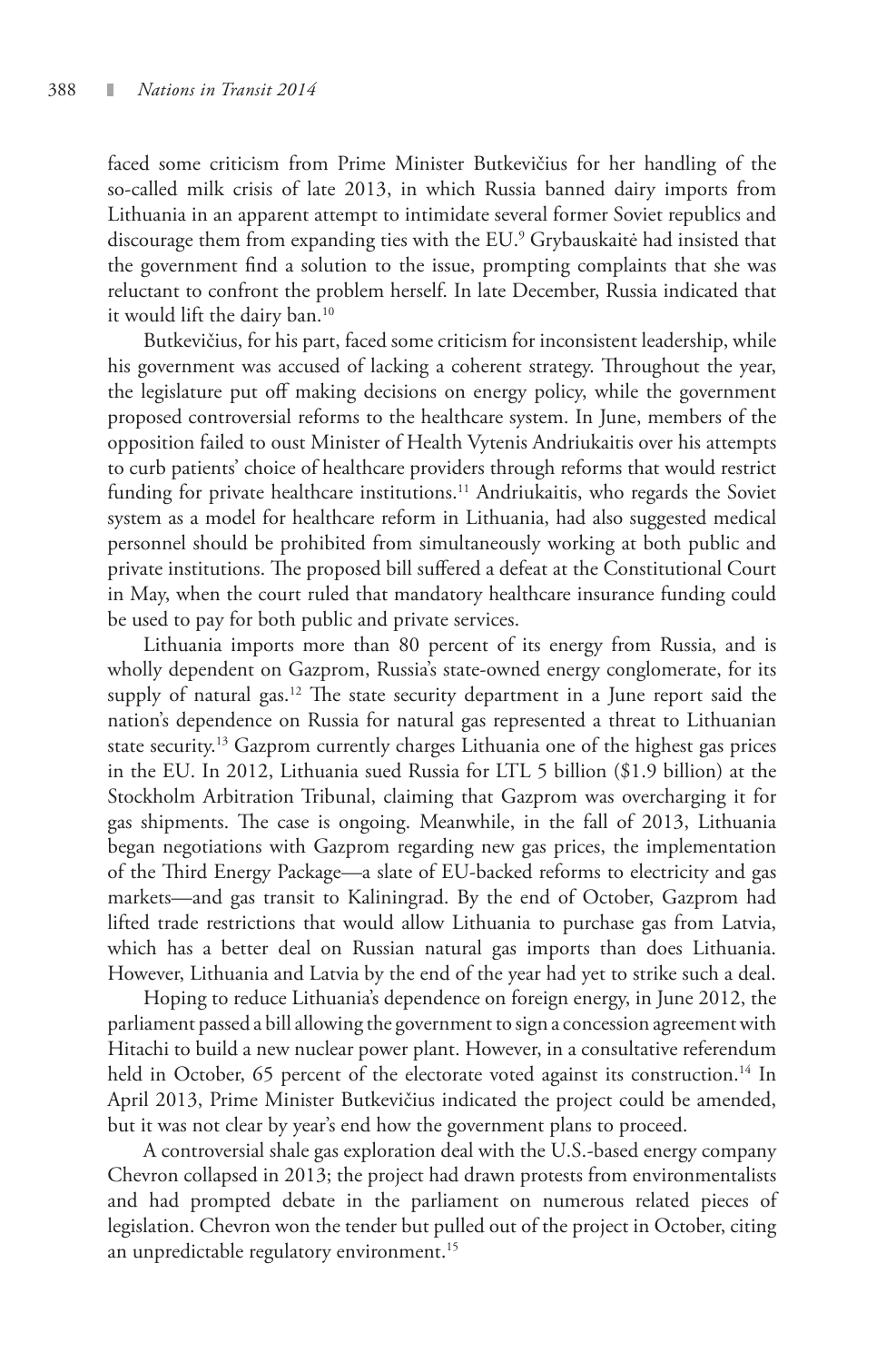faced some criticism from Prime Minister Butkevičius for her handling of the so-called milk crisis of late 2013, in which Russia banned dairy imports from Lithuania in an apparent attempt to intimidate several former Soviet republics and discourage them from expanding ties with the EU.[9] Grybauskaitė had insisted that the government find a solution to the issue, prompting complaints that she was reluctant to confront the problem herself. In late December, Russia indicated that it would lift the dairy ban.[10]

Butkevičius, for his part, faced some criticism for inconsistent leadership, while his government was accused of lacking a coherent strategy. Throughout the year, the legislature put off making decisions on energy policy, while the government proposed controversial reforms to the healthcare system. In June, members of the opposition failed to oust Minister of Health Vytenis Andriukaitis over his attempts to curb patients' choice of healthcare providers through reforms that would restrict funding for private healthcare institutions.[11] Andriukaitis, who regards the Soviet system as a model for healthcare reform in Lithuania, had also suggested medical personnel should be prohibited from simultaneously working at both public and private institutions. The proposed bill suffered a defeat at the Constitutional Court in May, when the court ruled that mandatory healthcare insurance funding could be used to pay for both public and private services.

Lithuania imports more than 80 percent of its energy from Russia, and is wholly dependent on Gazprom, Russia's state-owned energy conglomerate, for its supply of natural gas.[12] The state security department in a June report said the nation's dependence on Russia for natural gas represented a threat to Lithuanian state security.[13] Gazprom currently charges Lithuania one of the highest gas prices in the EU. In 2012, Lithuania sued Russia for LTL 5 billion ($1.9 billion) at the Stockholm Arbitration Tribunal, claiming that Gazprom was overcharging it for gas shipments. The case is ongoing. Meanwhile, in the fall of 2013, Lithuania began negotiations with Gazprom regarding new gas prices, the implementation of the Third Energy Package—a slate of EU-backed reforms to electricity and gas markets—and gas transit to Kaliningrad. By the end of October, Gazprom had lifted trade restrictions that would allow Lithuania to purchase gas from Latvia, which has a better deal on Russian natural gas imports than does Lithuania. However, Lithuania and Latvia by the end of the year had yet to strike such a deal.

Hoping to reduce Lithuania's dependence on foreign energy, in June 2012, the parliament passed a bill allowing the government to sign a concession agreement with Hitachi to build a new nuclear power plant. However, in a consultative referendum held in October, 65 percent of the electorate voted against its construction.[14] In April 2013, Prime Minister Butkevičius indicated the project could be amended, but it was not clear by year's end how the government plans to proceed.

A controversial shale gas exploration deal with the U.S.-based energy company Chevron collapsed in 2013; the project had drawn protests from environmentalists and had prompted debate in the parliament on numerous related pieces of legislation. Chevron won the tender but pulled out of the project in October, citing an unpredictable regulatory environment.[15]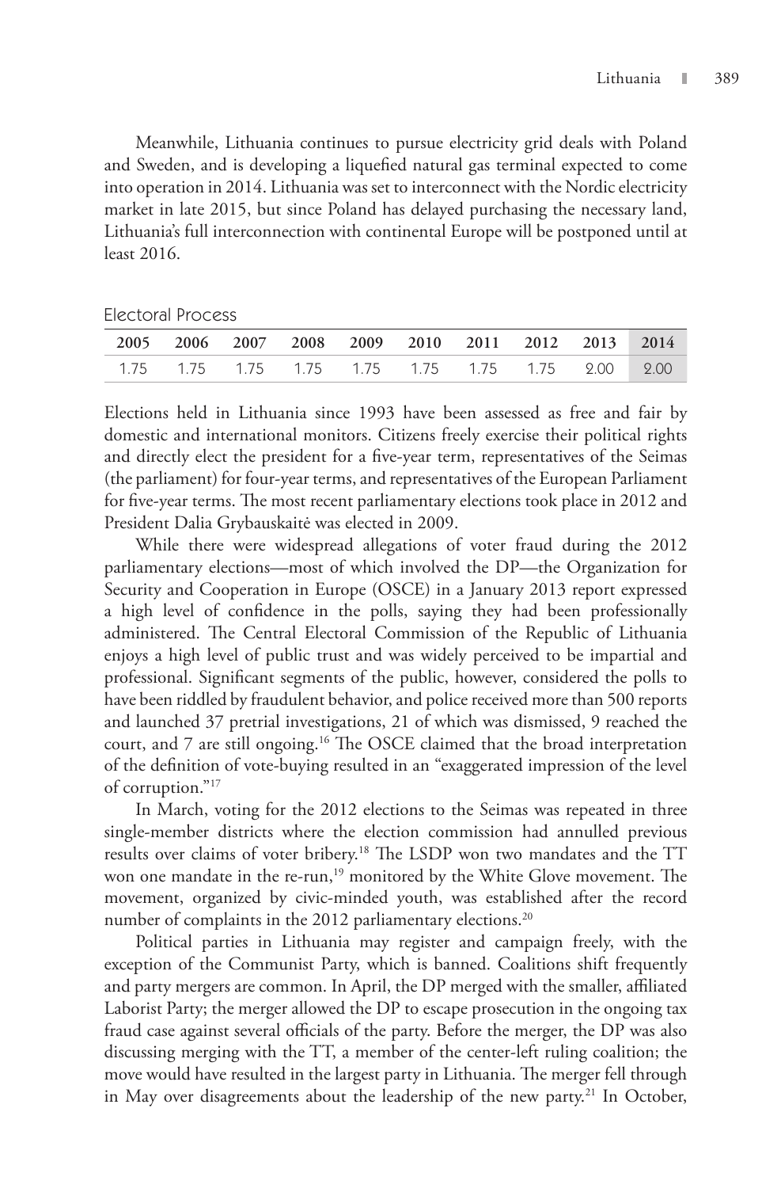Meanwhile, Lithuania continues to pursue electricity grid deals with Poland and Sweden, and is developing a liquefied natural gas terminal expected to come into operation in 2014. Lithuania was set to interconnect with the Nordic electricity market in late 2015, but since Poland has delayed purchasing the necessary land, Lithuania's full interconnection with continental Europe will be postponed until at least 2016.

Electoral Process

| 2005 | 2006 | 2007 | 2008 | 2009 | 2010 | 2011 | 2012 | 2013 | 2014 |
|---|---|---|---|---|---|---|---|---|---|
| 1.75 | 1.75 | 1.75 | 1.75 | 1.75 | 1.75 | 1.75 | 1.75 | 2.00 | 2.00 |

Elections held in Lithuania since 1993 have been assessed as free and fair by domestic and international monitors. Citizens freely exercise their political rights and directly elect the president for a five-year term, representatives of the Seimas (the parliament) for four-year terms, and representatives of the European Parliament for five-year terms. The most recent parliamentary elections took place in 2012 and President Dalia Grybauskaitė was elected in 2009.

While there were widespread allegations of voter fraud during the 2012 parliamentary elections—most of which involved the DP—the Organization for Security and Cooperation in Europe (OSCE) in a January 2013 report expressed a high level of confidence in the polls, saying they had been professionally administered. The Central Electoral Commission of the Republic of Lithuania enjoys a high level of public trust and was widely perceived to be impartial and professional. Significant segments of the public, however, considered the polls to have been riddled by fraudulent behavior, and police received more than 500 reports and launched 37 pretrial investigations, 21 of which was dismissed, 9 reached the court, and 7 are still ongoing.[16] The OSCE claimed that the broad interpretation of the definition of vote-buying resulted in an "exaggerated impression of the level of corruption."[17]

In March, voting for the 2012 elections to the Seimas was repeated in three single-member districts where the election commission had annulled previous results over claims of voter bribery.[18] The LSDP won two mandates and the TT won one mandate in the re-run,[19] monitored by the White Glove movement. The movement, organized by civic-minded youth, was established after the record number of complaints in the 2012 parliamentary elections.[20]

Political parties in Lithuania may register and campaign freely, with the exception of the Communist Party, which is banned. Coalitions shift frequently and party mergers are common. In April, the DP merged with the smaller, affiliated Laborist Party; the merger allowed the DP to escape prosecution in the ongoing tax fraud case against several officials of the party. Before the merger, the DP was also discussing merging with the TT, a member of the center-left ruling coalition; the move would have resulted in the largest party in Lithuania. The merger fell through in May over disagreements about the leadership of the new party.[21] In October,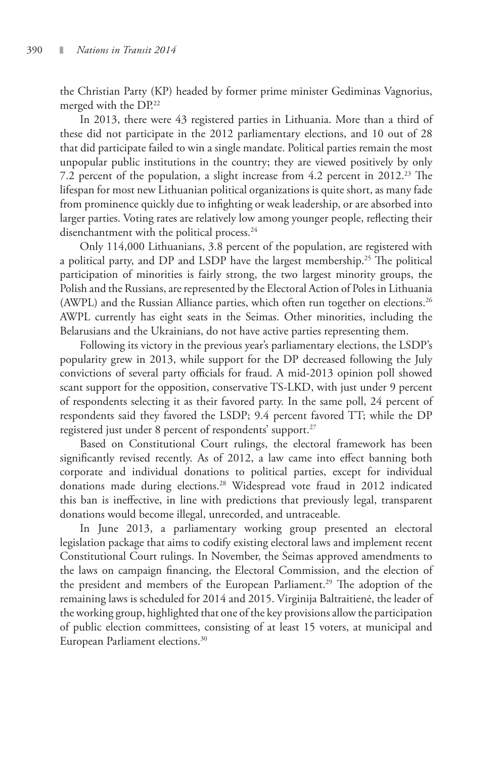the Christian Party (KP) headed by former prime minister Gediminas Vagnorius, merged with the DP.[22]

In 2013, there were 43 registered parties in Lithuania. More than a third of these did not participate in the 2012 parliamentary elections, and 10 out of 28 that did participate failed to win a single mandate. Political parties remain the most unpopular public institutions in the country; they are viewed positively by only 7.2 percent of the population, a slight increase from 4.2 percent in 2012.[23] The lifespan for most new Lithuanian political organizations is quite short, as many fade from prominence quickly due to infighting or weak leadership, or are absorbed into larger parties. Voting rates are relatively low among younger people, reflecting their disenchantment with the political process.[24]

Only 114,000 Lithuanians, 3.8 percent of the population, are registered with a political party, and DP and LSDP have the largest membership.[25] The political participation of minorities is fairly strong, the two largest minority groups, the Polish and the Russians, are represented by the Electoral Action of Poles in Lithuania (AWPL) and the Russian Alliance parties, which often run together on elections.[26] AWPL currently has eight seats in the Seimas. Other minorities, including the Belarusians and the Ukrainians, do not have active parties representing them.

Following its victory in the previous year's parliamentary elections, the LSDP's popularity grew in 2013, while support for the DP decreased following the July convictions of several party officials for fraud. A mid-2013 opinion poll showed scant support for the opposition, conservative TS-LKD, with just under 9 percent of respondents selecting it as their favored party. In the same poll, 24 percent of respondents said they favored the LSDP; 9.4 percent favored TT; while the DP registered just under 8 percent of respondents' support.[27]

Based on Constitutional Court rulings, the electoral framework has been significantly revised recently. As of 2012, a law came into effect banning both corporate and individual donations to political parties, except for individual donations made during elections.[28] Widespread vote fraud in 2012 indicated this ban is ineffective, in line with predictions that previously legal, transparent donations would become illegal, unrecorded, and untraceable.

In June 2013, a parliamentary working group presented an electoral legislation package that aims to codify existing electoral laws and implement recent Constitutional Court rulings. In November, the Seimas approved amendments to the laws on campaign financing, the Electoral Commission, and the election of the president and members of the European Parliament.[29] The adoption of the remaining laws is scheduled for 2014 and 2015. Virginija Baltraitienė, the leader of the working group, highlighted that one of the key provisions allow the participation of public election committees, consisting of at least 15 voters, at municipal and European Parliament elections.[30]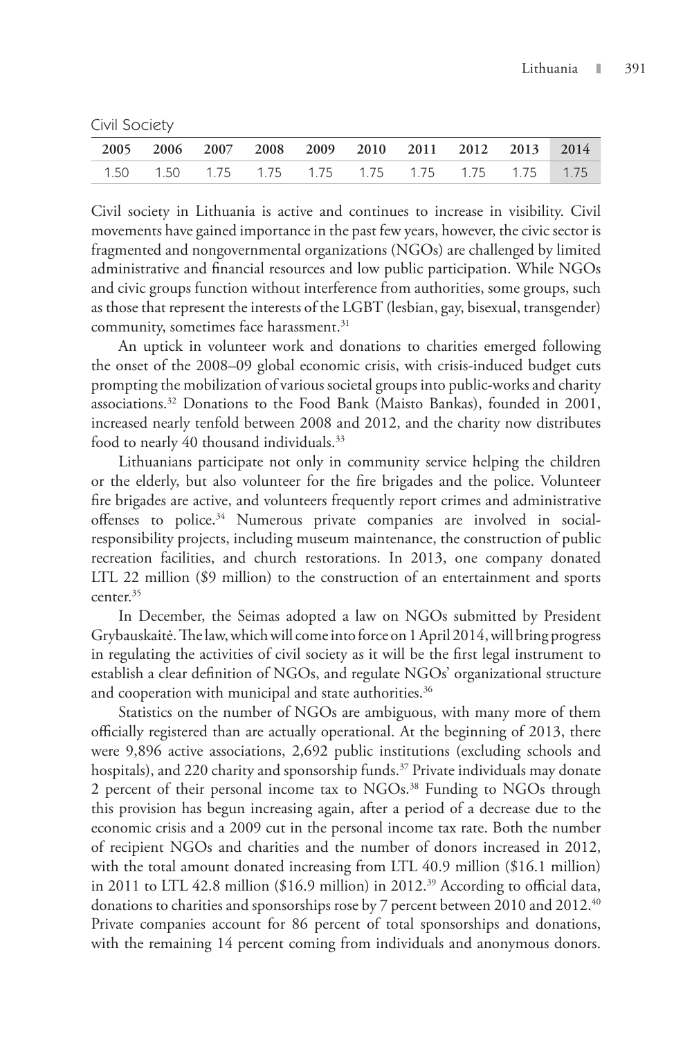Civil Society

| 2005 | 2006 | 2007 | 2008 | 2009 | 2010 | 2011 | 2012 | 2013 | 2014 |
|---|---|---|---|---|---|---|---|---|---|
| 1.50 | 1.50 | 1.75 | 1.75 | 1.75 | 1.75 | 1.75 | 1.75 | 1.75 | 1.75 |

Civil society in Lithuania is active and continues to increase in visibility. Civil movements have gained importance in the past few years, however, the civic sector is fragmented and nongovernmental organizations (NGOs) are challenged by limited administrative and financial resources and low public participation. While NGOs and civic groups function without interference from authorities, some groups, such as those that represent the interests of the LGBT (lesbian, gay, bisexual, transgender) community, sometimes face harassment.[31]

An uptick in volunteer work and donations to charities emerged following the onset of the 2008–09 global economic crisis, with crisis-induced budget cuts prompting the mobilization of various societal groups into public-works and charity associations.[32] Donations to the Food Bank (Maisto Bankas), founded in 2001, increased nearly tenfold between 2008 and 2012, and the charity now distributes food to nearly 40 thousand individuals.[33]

Lithuanians participate not only in community service helping the children or the elderly, but also volunteer for the fire brigades and the police. Volunteer fire brigades are active, and volunteers frequently report crimes and administrative offenses to police.[34] Numerous private companies are involved in social-responsibility projects, including museum maintenance, the construction of public recreation facilities, and church restorations. In 2013, one company donated LTL 22 million ($9 million) to the construction of an entertainment and sports center.[35]

In December, the Seimas adopted a law on NGOs submitted by President Grybauskaitė. The law, which will come into force on 1 April 2014, will bring progress in regulating the activities of civil society as it will be the first legal instrument to establish a clear definition of NGOs, and regulate NGOs' organizational structure and cooperation with municipal and state authorities.[36]

Statistics on the number of NGOs are ambiguous, with many more of them officially registered than are actually operational. At the beginning of 2013, there were 9,896 active associations, 2,692 public institutions (excluding schools and hospitals), and 220 charity and sponsorship funds.[37] Private individuals may donate 2 percent of their personal income tax to NGOs.[38] Funding to NGOs through this provision has begun increasing again, after a period of a decrease due to the economic crisis and a 2009 cut in the personal income tax rate. Both the number of recipient NGOs and charities and the number of donors increased in 2012, with the total amount donated increasing from LTL 40.9 million ($16.1 million) in 2011 to LTL 42.8 million ($16.9 million) in 2012.[39] According to official data, donations to charities and sponsorships rose by 7 percent between 2010 and 2012.[40] Private companies account for 86 percent of total sponsorships and donations, with the remaining 14 percent coming from individuals and anonymous donors.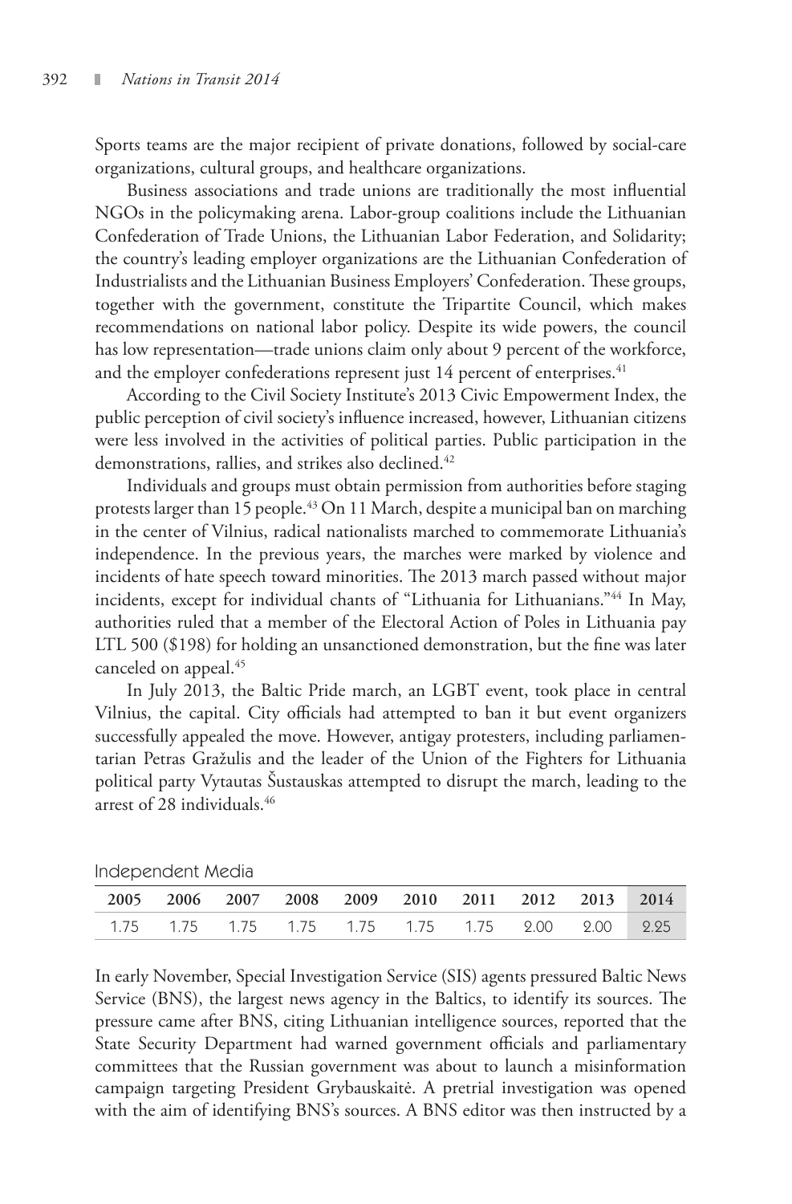Sports teams are the major recipient of private donations, followed by social-care organizations, cultural groups, and healthcare organizations.

Business associations and trade unions are traditionally the most influential NGOs in the policymaking arena. Labor-group coalitions include the Lithuanian Confederation of Trade Unions, the Lithuanian Labor Federation, and Solidarity; the country's leading employer organizations are the Lithuanian Confederation of Industrialists and the Lithuanian Business Employers' Confederation. These groups, together with the government, constitute the Tripartite Council, which makes recommendations on national labor policy. Despite its wide powers, the council has low representation—trade unions claim only about 9 percent of the workforce, and the employer confederations represent just 14 percent of enterprises.[41]

According to the Civil Society Institute's 2013 Civic Empowerment Index, the public perception of civil society's influence increased, however, Lithuanian citizens were less involved in the activities of political parties. Public participation in the demonstrations, rallies, and strikes also declined.[42]

Individuals and groups must obtain permission from authorities before staging protests larger than 15 people.[43] On 11 March, despite a municipal ban on marching in the center of Vilnius, radical nationalists marched to commemorate Lithuania's independence. In the previous years, the marches were marked by violence and incidents of hate speech toward minorities. The 2013 march passed without major incidents, except for individual chants of "Lithuania for Lithuanians."[44] In May, authorities ruled that a member of the Electoral Action of Poles in Lithuania pay LTL 500 ($198) for holding an unsanctioned demonstration, but the fine was later canceled on appeal.[45]

In July 2013, the Baltic Pride march, an LGBT event, took place in central Vilnius, the capital. City officials had attempted to ban it but event organizers successfully appealed the move. However, antigay protesters, including parliamentarian Petras Gražulis and the leader of the Union of the Fighters for Lithuania political party Vytautas Šustauskas attempted to disrupt the march, leading to the arrest of 28 individuals.[46]

## Independent Media

| 2005 | 2006 | 2007 | 2008 | 2009 | 2010 | 2011 | 2012 | 2013 | 2014 |
|---|---|---|---|---|---|---|---|---|---|
| 1.75 | 1.75 | 1.75 | 1.75 | 1.75 | 1.75 | 1.75 | 2.00 | 2.00 | 2.25 |

In early November, Special Investigation Service (SIS) agents pressured Baltic News Service (BNS), the largest news agency in the Baltics, to identify its sources. The pressure came after BNS, citing Lithuanian intelligence sources, reported that the State Security Department had warned government officials and parliamentary committees that the Russian government was about to launch a misinformation campaign targeting President Grybauskaitė. A pretrial investigation was opened with the aim of identifying BNS's sources. A BNS editor was then instructed by a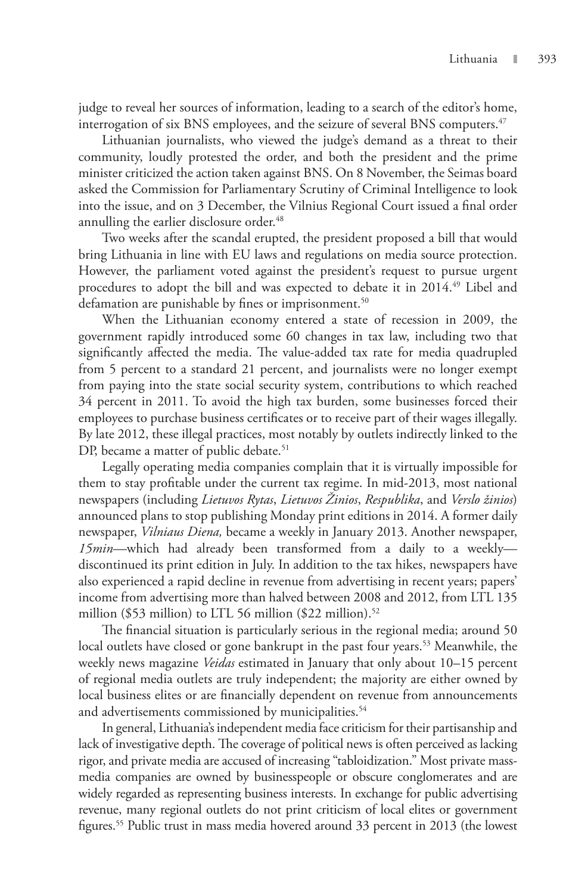judge to reveal her sources of information, leading to a search of the editor's home, interrogation of six BNS employees, and the seizure of several BNS computers.[47]

Lithuanian journalists, who viewed the judge's demand as a threat to their community, loudly protested the order, and both the president and the prime minister criticized the action taken against BNS. On 8 November, the Seimas board asked the Commission for Parliamentary Scrutiny of Criminal Intelligence to look into the issue, and on 3 December, the Vilnius Regional Court issued a final order annulling the earlier disclosure order.[48]

Two weeks after the scandal erupted, the president proposed a bill that would bring Lithuania in line with EU laws and regulations on media source protection. However, the parliament voted against the president's request to pursue urgent procedures to adopt the bill and was expected to debate it in 2014.[49] Libel and defamation are punishable by fines or imprisonment.[50]

When the Lithuanian economy entered a state of recession in 2009, the government rapidly introduced some 60 changes in tax law, including two that significantly affected the media. The value-added tax rate for media quadrupled from 5 percent to a standard 21 percent, and journalists were no longer exempt from paying into the state social security system, contributions to which reached 34 percent in 2011. To avoid the high tax burden, some businesses forced their employees to purchase business certificates or to receive part of their wages illegally. By late 2012, these illegal practices, most notably by outlets indirectly linked to the DP, became a matter of public debate.[51]

Legally operating media companies complain that it is virtually impossible for them to stay profitable under the current tax regime. In mid-2013, most national newspapers (including *Lietuvos Rytas*, *Lietuvos Žinios*, *Respublika*, and *Verslo žinios*) announced plans to stop publishing Monday print editions in 2014. A former daily newspaper, *Vilniaus Diena,* became a weekly in January 2013. Another newspaper, *15min*—which had already been transformed from a daily to a weekly—discontinued its print edition in July. In addition to the tax hikes, newspapers have also experienced a rapid decline in revenue from advertising in recent years; papers' income from advertising more than halved between 2008 and 2012, from LTL 135 million ($53 million) to LTL 56 million ($22 million).[52]

The financial situation is particularly serious in the regional media; around 50 local outlets have closed or gone bankrupt in the past four years.[53] Meanwhile, the weekly news magazine *Veidas* estimated in January that only about 10–15 percent of regional media outlets are truly independent; the majority are either owned by local business elites or are financially dependent on revenue from announcements and advertisements commissioned by municipalities.[54]

In general, Lithuania's independent media face criticism for their partisanship and lack of investigative depth. The coverage of political news is often perceived as lacking rigor, and private media are accused of increasing "tabloidization." Most private mass-media companies are owned by businesspeople or obscure conglomerates and are widely regarded as representing business interests. In exchange for public advertising revenue, many regional outlets do not print criticism of local elites or government figures.[55] Public trust in mass media hovered around 33 percent in 2013 (the lowest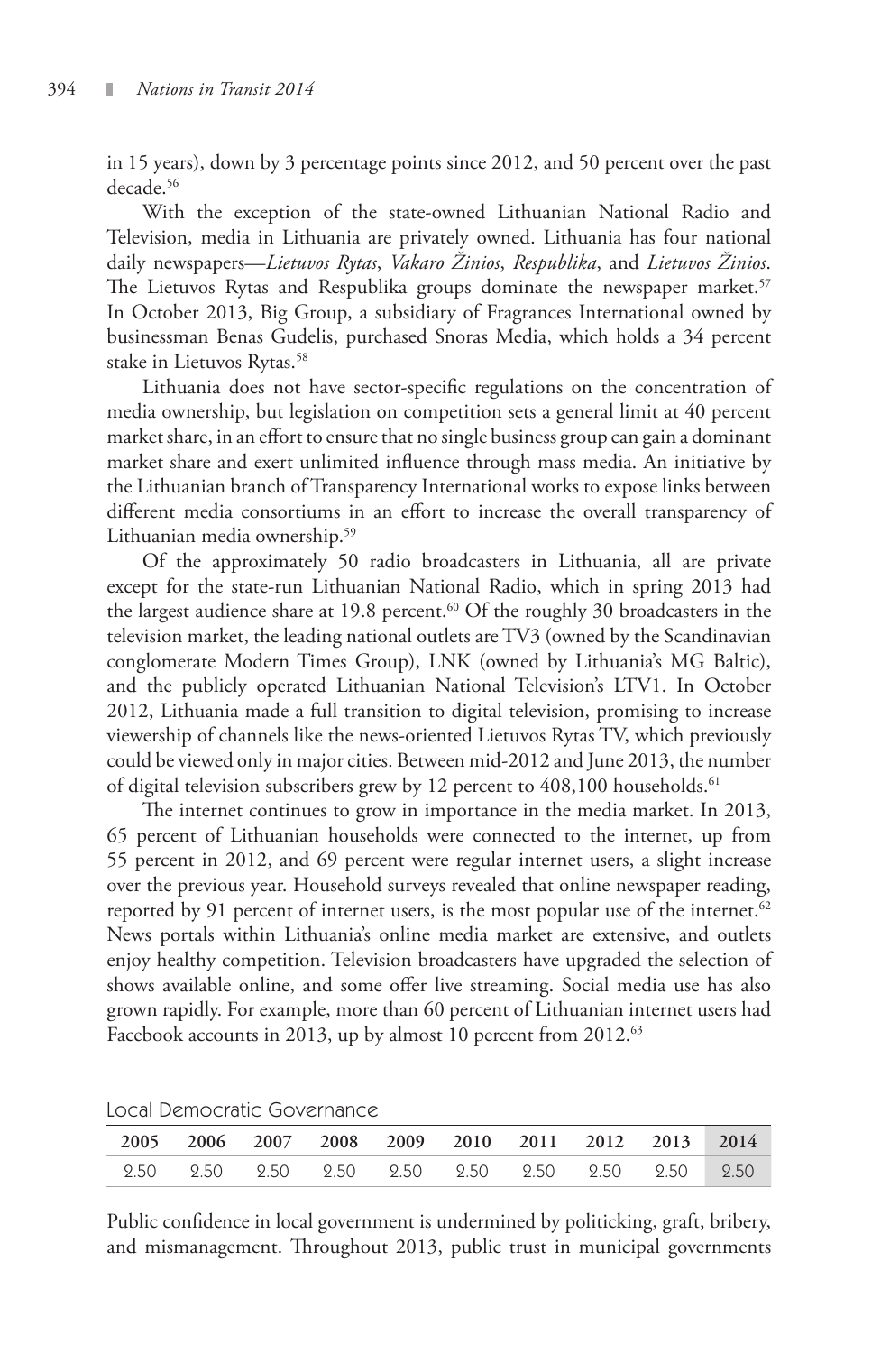in 15 years), down by 3 percentage points since 2012, and 50 percent over the past decade.[56]

With the exception of the state-owned Lithuanian National Radio and Television, media in Lithuania are privately owned. Lithuania has four national daily newspapers—*Lietuvos Rytas*, *Vakaro Žinios*, *Respublika*, and *Lietuvos Žinios*. The Lietuvos Rytas and Respublika groups dominate the newspaper market.[57] In October 2013, Big Group, a subsidiary of Fragrances International owned by businessman Benas Gudelis, purchased Snoras Media, which holds a 34 percent stake in Lietuvos Rytas.[58]

Lithuania does not have sector-specific regulations on the concentration of media ownership, but legislation on competition sets a general limit at 40 percent market share, in an effort to ensure that no single business group can gain a dominant market share and exert unlimited influence through mass media. An initiative by the Lithuanian branch of Transparency International works to expose links between different media consortiums in an effort to increase the overall transparency of Lithuanian media ownership.[59]

Of the approximately 50 radio broadcasters in Lithuania, all are private except for the state-run Lithuanian National Radio, which in spring 2013 had the largest audience share at 19.8 percent.[60] Of the roughly 30 broadcasters in the television market, the leading national outlets are TV3 (owned by the Scandinavian conglomerate Modern Times Group), LNK (owned by Lithuania's MG Baltic), and the publicly operated Lithuanian National Television's LTV1. In October 2012, Lithuania made a full transition to digital television, promising to increase viewership of channels like the news-oriented Lietuvos Rytas TV, which previously could be viewed only in major cities. Between mid-2012 and June 2013, the number of digital television subscribers grew by 12 percent to 408,100 households.[61]

The internet continues to grow in importance in the media market. In 2013, 65 percent of Lithuanian households were connected to the internet, up from 55 percent in 2012, and 69 percent were regular internet users, a slight increase over the previous year. Household surveys revealed that online newspaper reading, reported by 91 percent of internet users, is the most popular use of the internet.[62] News portals within Lithuania's online media market are extensive, and outlets enjoy healthy competition. Television broadcasters have upgraded the selection of shows available online, and some offer live streaming. Social media use has also grown rapidly. For example, more than 60 percent of Lithuanian internet users had Facebook accounts in 2013, up by almost 10 percent from 2012.[63]

## Local Democratic Governance

| 2005 | 2006 | 2007 | 2008 | 2009 | 2010 | 2011 | 2012 | 2013 | 2014 |
|---|---|---|---|---|---|---|---|---|---|
| 2.50 | 2.50 | 2.50 | 2.50 | 2.50 | 2.50 | 2.50 | 2.50 | 2.50 | 2.50 |

Public confidence in local government is undermined by politicking, graft, bribery, and mismanagement. Throughout 2013, public trust in municipal governments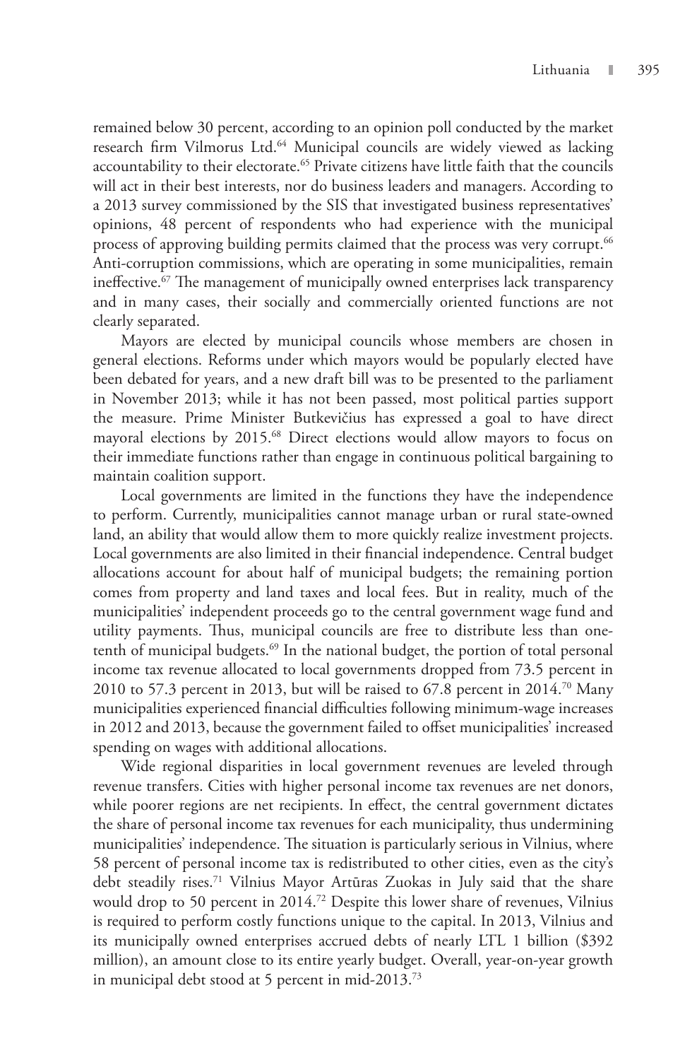remained below 30 percent, according to an opinion poll conducted by the market research firm Vilmorus Ltd.[64] Municipal councils are widely viewed as lacking accountability to their electorate.[65] Private citizens have little faith that the councils will act in their best interests, nor do business leaders and managers. According to a 2013 survey commissioned by the SIS that investigated business representatives' opinions, 48 percent of respondents who had experience with the municipal process of approving building permits claimed that the process was very corrupt.[66] Anti-corruption commissions, which are operating in some municipalities, remain ineffective.[67] The management of municipally owned enterprises lack transparency and in many cases, their socially and commercially oriented functions are not clearly separated.

Mayors are elected by municipal councils whose members are chosen in general elections. Reforms under which mayors would be popularly elected have been debated for years, and a new draft bill was to be presented to the parliament in November 2013; while it has not been passed, most political parties support the measure. Prime Minister Butkevičius has expressed a goal to have direct mayoral elections by 2015.[68] Direct elections would allow mayors to focus on their immediate functions rather than engage in continuous political bargaining to maintain coalition support.

Local governments are limited in the functions they have the independence to perform. Currently, municipalities cannot manage urban or rural state-owned land, an ability that would allow them to more quickly realize investment projects. Local governments are also limited in their financial independence. Central budget allocations account for about half of municipal budgets; the remaining portion comes from property and land taxes and local fees. But in reality, much of the municipalities' independent proceeds go to the central government wage fund and utility payments. Thus, municipal councils are free to distribute less than one-tenth of municipal budgets.[69] In the national budget, the portion of total personal income tax revenue allocated to local governments dropped from 73.5 percent in 2010 to 57.3 percent in 2013, but will be raised to 67.8 percent in 2014.[70] Many municipalities experienced financial difficulties following minimum-wage increases in 2012 and 2013, because the government failed to offset municipalities' increased spending on wages with additional allocations.

Wide regional disparities in local government revenues are leveled through revenue transfers. Cities with higher personal income tax revenues are net donors, while poorer regions are net recipients. In effect, the central government dictates the share of personal income tax revenues for each municipality, thus undermining municipalities' independence. The situation is particularly serious in Vilnius, where 58 percent of personal income tax is redistributed to other cities, even as the city's debt steadily rises.[71] Vilnius Mayor Artūras Zuokas in July said that the share would drop to 50 percent in 2014.[72] Despite this lower share of revenues, Vilnius is required to perform costly functions unique to the capital. In 2013, Vilnius and its municipally owned enterprises accrued debts of nearly LTL 1 billion ($392 million), an amount close to its entire yearly budget. Overall, year-on-year growth in municipal debt stood at 5 percent in mid-2013.[73]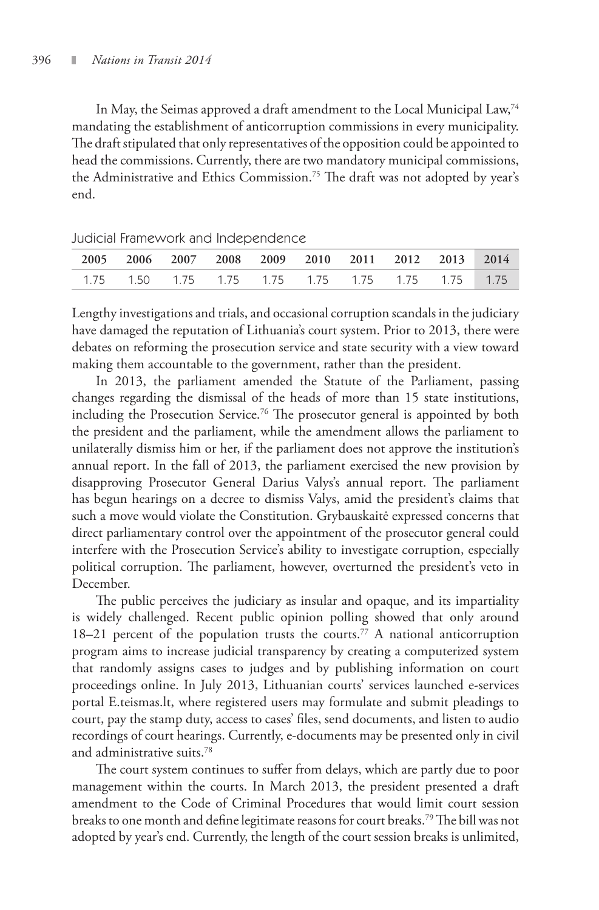In May, the Seimas approved a draft amendment to the Local Municipal Law,[74] mandating the establishment of anticorruption commissions in every municipality. The draft stipulated that only representatives of the opposition could be appointed to head the commissions. Currently, there are two mandatory municipal commissions, the Administrative and Ethics Commission.[75] The draft was not adopted by year's end.

### Judicial Framework and Independence

| 2005 | 2006 | 2007 | 2008 | 2009 | 2010 | 2011 | 2012 | 2013 | 2014 |
|---|---|---|---|---|---|---|---|---|---|
| 1.75 | 1.50 | 1.75 | 1.75 | 1.75 | 1.75 | 1.75 | 1.75 | 1.75 | 1.75 |

Lengthy investigations and trials, and occasional corruption scandals in the judiciary have damaged the reputation of Lithuania's court system. Prior to 2013, there were debates on reforming the prosecution service and state security with a view toward making them accountable to the government, rather than the president.

In 2013, the parliament amended the Statute of the Parliament, passing changes regarding the dismissal of the heads of more than 15 state institutions, including the Prosecution Service.[76] The prosecutor general is appointed by both the president and the parliament, while the amendment allows the parliament to unilaterally dismiss him or her, if the parliament does not approve the institution's annual report. In the fall of 2013, the parliament exercised the new provision by disapproving Prosecutor General Darius Valys's annual report. The parliament has begun hearings on a decree to dismiss Valys, amid the president's claims that such a move would violate the Constitution. Grybauskaitė expressed concerns that direct parliamentary control over the appointment of the prosecutor general could interfere with the Prosecution Service's ability to investigate corruption, especially political corruption. The parliament, however, overturned the president's veto in December.

The public perceives the judiciary as insular and opaque, and its impartiality is widely challenged. Recent public opinion polling showed that only around 18–21 percent of the population trusts the courts.[77] A national anticorruption program aims to increase judicial transparency by creating a computerized system that randomly assigns cases to judges and by publishing information on court proceedings online. In July 2013, Lithuanian courts' services launched e-services portal E.teismas.lt, where registered users may formulate and submit pleadings to court, pay the stamp duty, access to cases' files, send documents, and listen to audio recordings of court hearings. Currently, e-documents may be presented only in civil and administrative suits.[78]

The court system continues to suffer from delays, which are partly due to poor management within the courts. In March 2013, the president presented a draft amendment to the Code of Criminal Procedures that would limit court session breaks to one month and define legitimate reasons for court breaks.[79] The bill was not adopted by year's end. Currently, the length of the court session breaks is unlimited,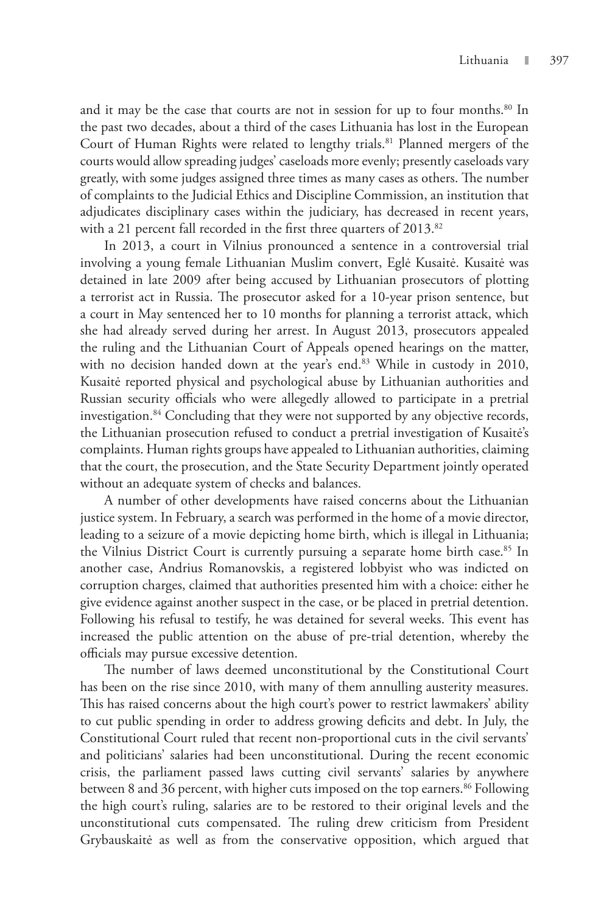and it may be the case that courts are not in session for up to four months.[80] In the past two decades, about a third of the cases Lithuania has lost in the European Court of Human Rights were related to lengthy trials.[81] Planned mergers of the courts would allow spreading judges' caseloads more evenly; presently caseloads vary greatly, with some judges assigned three times as many cases as others. The number of complaints to the Judicial Ethics and Discipline Commission, an institution that adjudicates disciplinary cases within the judiciary, has decreased in recent years, with a 21 percent fall recorded in the first three quarters of 2013.[82]

In 2013, a court in Vilnius pronounced a sentence in a controversial trial involving a young female Lithuanian Muslim convert, Eglė Kusaitė. Kusaitė was detained in late 2009 after being accused by Lithuanian prosecutors of plotting a terrorist act in Russia. The prosecutor asked for a 10-year prison sentence, but a court in May sentenced her to 10 months for planning a terrorist attack, which she had already served during her arrest. In August 2013, prosecutors appealed the ruling and the Lithuanian Court of Appeals opened hearings on the matter, with no decision handed down at the year's end.[83] While in custody in 2010, Kusaitė reported physical and psychological abuse by Lithuanian authorities and Russian security officials who were allegedly allowed to participate in a pretrial investigation.[84] Concluding that they were not supported by any objective records, the Lithuanian prosecution refused to conduct a pretrial investigation of Kusaitė's complaints. Human rights groups have appealed to Lithuanian authorities, claiming that the court, the prosecution, and the State Security Department jointly operated without an adequate system of checks and balances.

A number of other developments have raised concerns about the Lithuanian justice system. In February, a search was performed in the home of a movie director, leading to a seizure of a movie depicting home birth, which is illegal in Lithuania; the Vilnius District Court is currently pursuing a separate home birth case.[85] In another case, Andrius Romanovskis, a registered lobbyist who was indicted on corruption charges, claimed that authorities presented him with a choice: either he give evidence against another suspect in the case, or be placed in pretrial detention. Following his refusal to testify, he was detained for several weeks. This event has increased the public attention on the abuse of pre-trial detention, whereby the officials may pursue excessive detention.

The number of laws deemed unconstitutional by the Constitutional Court has been on the rise since 2010, with many of them annulling austerity measures. This has raised concerns about the high court's power to restrict lawmakers' ability to cut public spending in order to address growing deficits and debt. In July, the Constitutional Court ruled that recent non-proportional cuts in the civil servants' and politicians' salaries had been unconstitutional. During the recent economic crisis, the parliament passed laws cutting civil servants' salaries by anywhere between 8 and 36 percent, with higher cuts imposed on the top earners.[86] Following the high court's ruling, salaries are to be restored to their original levels and the unconstitutional cuts compensated. The ruling drew criticism from President Grybauskaitė as well as from the conservative opposition, which argued that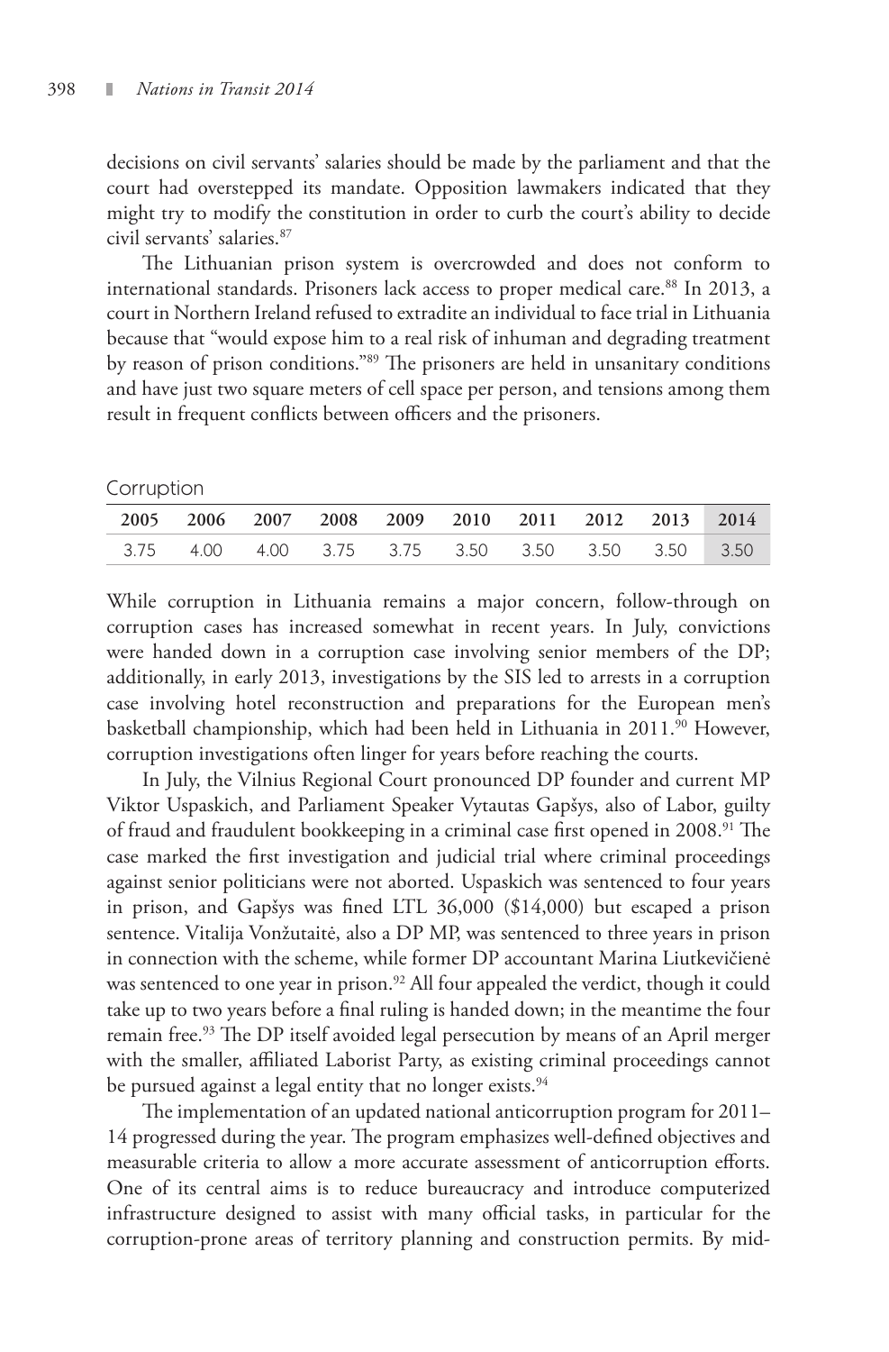decisions on civil servants' salaries should be made by the parliament and that the court had overstepped its mandate. Opposition lawmakers indicated that they might try to modify the constitution in order to curb the court's ability to decide civil servants' salaries.[87]

The Lithuanian prison system is overcrowded and does not conform to international standards. Prisoners lack access to proper medical care.[88] In 2013, a court in Northern Ireland refused to extradite an individual to face trial in Lithuania because that "would expose him to a real risk of inhuman and degrading treatment by reason of prison conditions."[89] The prisoners are held in unsanitary conditions and have just two square meters of cell space per person, and tensions among them result in frequent conflicts between officers and the prisoners.

Corruption

| 2005 | 2006 | 2007 | 2008 | 2009 | 2010 | 2011 | 2012 | 2013 | 2014 |
|---|---|---|---|---|---|---|---|---|---|
| 3.75 | 4.00 | 4.00 | 3.75 | 3.75 | 3.50 | 3.50 | 3.50 | 3.50 | 3.50 |

While corruption in Lithuania remains a major concern, follow-through on corruption cases has increased somewhat in recent years. In July, convictions were handed down in a corruption case involving senior members of the DP; additionally, in early 2013, investigations by the SIS led to arrests in a corruption case involving hotel reconstruction and preparations for the European men's basketball championship, which had been held in Lithuania in 2011.[90] However, corruption investigations often linger for years before reaching the courts.

In July, the Vilnius Regional Court pronounced DP founder and current MP Viktor Uspaskich, and Parliament Speaker Vytautas Gapšys, also of Labor, guilty of fraud and fraudulent bookkeeping in a criminal case first opened in 2008.[91] The case marked the first investigation and judicial trial where criminal proceedings against senior politicians were not aborted. Uspaskich was sentenced to four years in prison, and Gapšys was fined LTL 36,000 ($14,000) but escaped a prison sentence. Vitalija Vonžutaitė, also a DP MP, was sentenced to three years in prison in connection with the scheme, while former DP accountant Marina Liutkevičienė was sentenced to one year in prison.[92] All four appealed the verdict, though it could take up to two years before a final ruling is handed down; in the meantime the four remain free.[93] The DP itself avoided legal persecution by means of an April merger with the smaller, affiliated Laborist Party, as existing criminal proceedings cannot be pursued against a legal entity that no longer exists.[94]

The implementation of an updated national anticorruption program for 2011–14 progressed during the year. The program emphasizes well-defined objectives and measurable criteria to allow a more accurate assessment of anticorruption efforts. One of its central aims is to reduce bureaucracy and introduce computerized infrastructure designed to assist with many official tasks, in particular for the corruption-prone areas of territory planning and construction permits. By mid-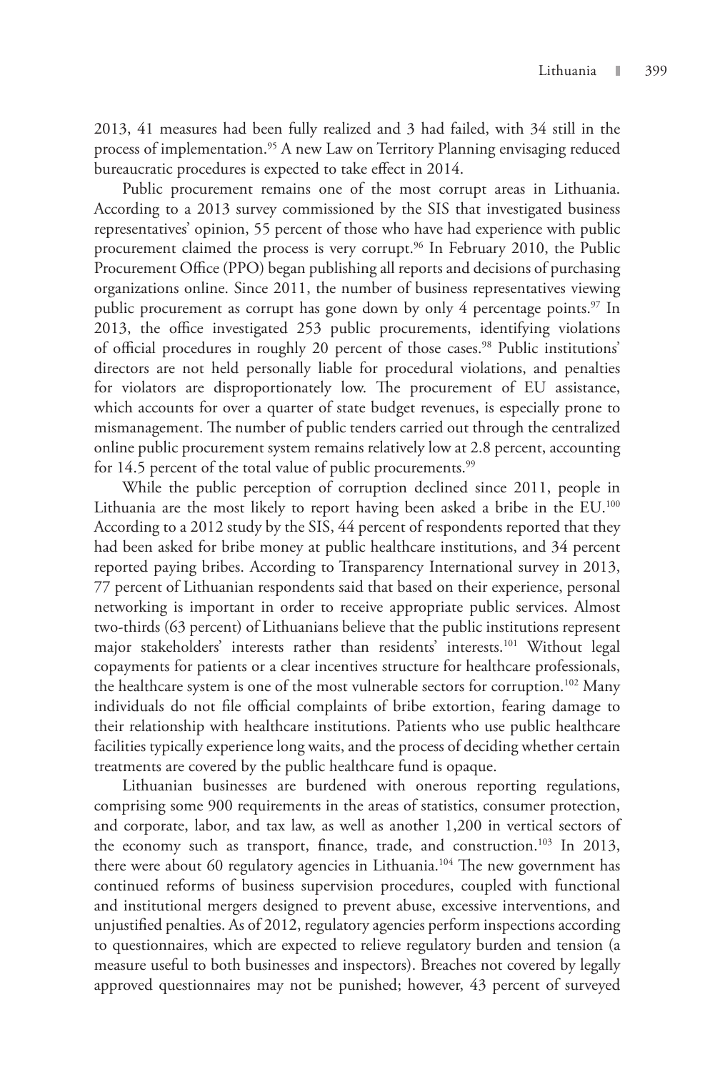2013, 41 measures had been fully realized and 3 had failed, with 34 still in the process of implementation.[95] A new Law on Territory Planning envisaging reduced bureaucratic procedures is expected to take effect in 2014.

Public procurement remains one of the most corrupt areas in Lithuania. According to a 2013 survey commissioned by the SIS that investigated business representatives' opinion, 55 percent of those who have had experience with public procurement claimed the process is very corrupt.[96] In February 2010, the Public Procurement Office (PPO) began publishing all reports and decisions of purchasing organizations online. Since 2011, the number of business representatives viewing public procurement as corrupt has gone down by only 4 percentage points.[97] In 2013, the office investigated 253 public procurements, identifying violations of official procedures in roughly 20 percent of those cases.[98] Public institutions' directors are not held personally liable for procedural violations, and penalties for violators are disproportionately low. The procurement of EU assistance, which accounts for over a quarter of state budget revenues, is especially prone to mismanagement. The number of public tenders carried out through the centralized online public procurement system remains relatively low at 2.8 percent, accounting for 14.5 percent of the total value of public procurements.[99]

While the public perception of corruption declined since 2011, people in Lithuania are the most likely to report having been asked a bribe in the EU.[100] According to a 2012 study by the SIS, 44 percent of respondents reported that they had been asked for bribe money at public healthcare institutions, and 34 percent reported paying bribes. According to Transparency International survey in 2013, 77 percent of Lithuanian respondents said that based on their experience, personal networking is important in order to receive appropriate public services. Almost two-thirds (63 percent) of Lithuanians believe that the public institutions represent major stakeholders' interests rather than residents' interests.[101] Without legal copayments for patients or a clear incentives structure for healthcare professionals, the healthcare system is one of the most vulnerable sectors for corruption.[102] Many individuals do not file official complaints of bribe extortion, fearing damage to their relationship with healthcare institutions. Patients who use public healthcare facilities typically experience long waits, and the process of deciding whether certain treatments are covered by the public healthcare fund is opaque.

Lithuanian businesses are burdened with onerous reporting regulations, comprising some 900 requirements in the areas of statistics, consumer protection, and corporate, labor, and tax law, as well as another 1,200 in vertical sectors of the economy such as transport, finance, trade, and construction.[103] In 2013, there were about 60 regulatory agencies in Lithuania.[104] The new government has continued reforms of business supervision procedures, coupled with functional and institutional mergers designed to prevent abuse, excessive interventions, and unjustified penalties. As of 2012, regulatory agencies perform inspections according to questionnaires, which are expected to relieve regulatory burden and tension (a measure useful to both businesses and inspectors). Breaches not covered by legally approved questionnaires may not be punished; however, 43 percent of surveyed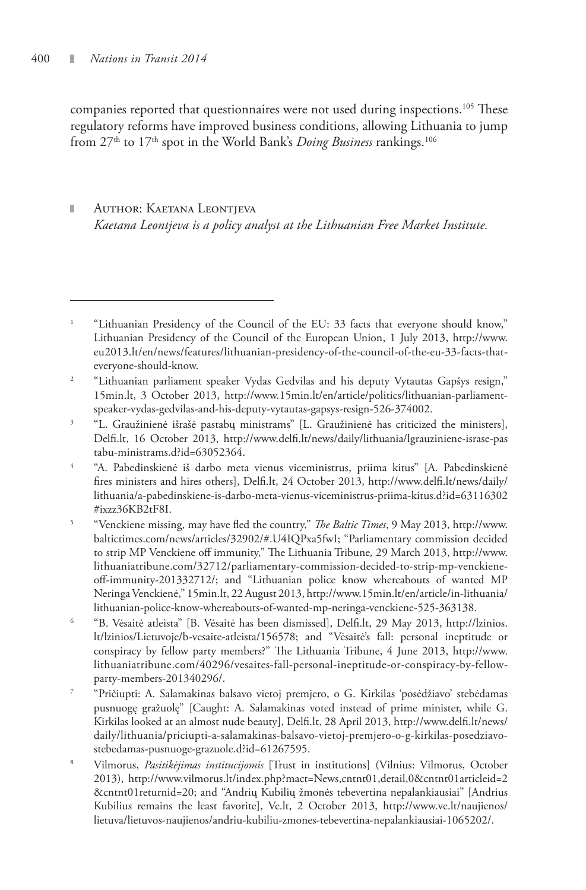companies reported that questionnaires were not used during inspections.[105] These regulatory reforms have improved business conditions, allowing Lithuania to jump from 27th to 17th spot in the World Bank's *Doing Business* rankings.[106]

Author: Kaetana Leontjeva
*Kaetana Leontjeva is a policy analyst at the Lithuanian Free Market Institute.*

---

1. "Lithuanian Presidency of the Council of the EU: 33 facts that everyone should know," Lithuanian Presidency of the Council of the European Union, 1 July 2013, http://www.eu2013.lt/en/news/features/lithuanian-presidency-of-the-council-of-the-eu-33-facts-that-everyone-should-know.
2. "Lithuanian parliament speaker Vydas Gedvilas and his deputy Vytautas Gapšys resign," 15min.lt, 3 October 2013, http://www.15min.lt/en/article/politics/lithuanian-parliament-speaker-vydas-gedvilas-and-his-deputy-vytautas-gapsys-resign-526-374002.
3. "L. Graužinienė išrašė pastabų ministrams" [L. Graužinienė has criticized the ministers], Delfi.lt, 16 October 2013, http://www.delfi.lt/news/daily/lithuania/lgrauziniene-israse-pastabu-ministrams.d?id=63052364.
4. "A. Pabedinskienė iš darbo meta vienus viceministrus, priima kitus" [A. Pabedinskienė fires ministers and hires others], Delfi.lt, 24 October 2013, http://www.delfi.lt/news/daily/lithuania/a-pabedinskiene-is-darbo-meta-vienus-viceministrus-priima-kitus.d?id=63116302#ixzz36KB2tF8I.
5. "Venckiene missing, may have fled the country," *The Baltic Times*, 9 May 2013, http://www.baltictimes.com/news/articles/32902/#.U4IQPxa5fwI; "Parliamentary commission decided to strip MP Venckiene off immunity," The Lithuania Tribune, 29 March 2013, http://www.lithuaniatribune.com/32712/parliamentary-commission-decided-to-strip-mp-venckiene-off-immunity-201332712/; and "Lithuanian police know whereabouts of wanted MP Neringa Venckienė," 15min.lt, 22 August 2013, http://www.15min.lt/en/article/in-lithuania/lithuanian-police-know-whereabouts-of-wanted-mp-neringa-venckiene-525-363138.
6. "B. Vėsaitė atleista" [B. Vėsaitė has been dismissed], Delfi.lt, 29 May 2013, http://lzinios.lt/lzinios/Lietuvoje/b-vesaite-atleista/156578; and "Vėsaitė's fall: personal ineptitude or conspiracy by fellow party members?" The Lithuania Tribune, 4 June 2013, http://www.lithuaniatribune.com/40296/vesaites-fall-personal-ineptitude-or-conspiracy-by-fellow-party-members-201340296/.
7. "Pričiupti: A. Salamakinas balsavo vietoj premjero, o G. Kirkilas 'posėdžiavo' stebėdamas pusnuogę gražuolę" [Caught: A. Salamakinas voted instead of prime minister, while G. Kirkilas looked at an almost nude beauty], Delfi.lt, 28 April 2013, http://www.delfi.lt/news/daily/lithuania/priciupti-a-salamakinas-balsavo-vietoj-premjero-o-g-kirkilas-posedziavo-stebedamas-pusnuoge-grazuole.d?id=61267595.
8. Vilmorus, *Pasitikėjimas institucijomis* [Trust in institutions] (Vilnius: Vilmorus, October 2013), http://www.vilmorus.lt/index.php?mact=News,cntnt01,detail,0&cntnt01articleid=2&cntnt01returnid=20; and "Andrių Kubilių žmonės tebevertina nepalankiausiai" [Andrius Kubilius remains the least favorite], Ve.lt, 2 October 2013, http://www.ve.lt/naujienos/lietuva/lietuvos-naujienos/andriu-kubiliu-zmones-tebevertina-nepalankiausiai-1065202/.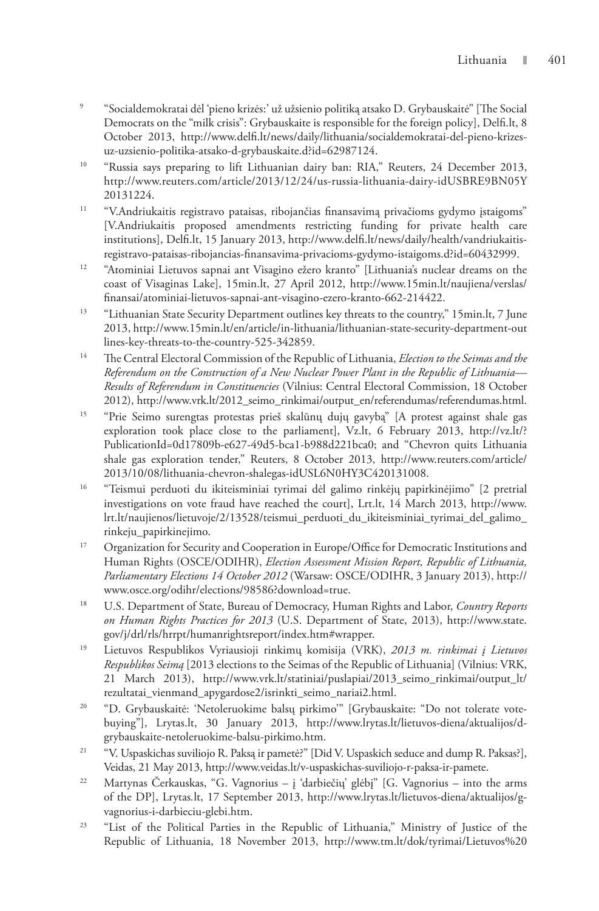9 "Socialdemokratai dėl 'pieno krizės:' už užsienio politiką atsako D. Grybauskaitė" [The Social Democrats on the "milk crisis": Grybauskaite is responsible for the foreign policy], Delfi.lt, 8 October 2013, http://www.delfi.lt/news/daily/lithuania/socialdemokratai-del-pieno-krizes-uz-uzsienio-politika-atsako-d-grybauskaite.d?id=62987124.

10 "Russia says preparing to lift Lithuanian dairy ban: RIA," Reuters, 24 December 2013, http://www.reuters.com/article/2013/12/24/us-russia-lithuania-dairy-idUSBRE9BN05Y20131224.

11 "V.Andriukaitis registravo pataisas, ribojančias finansavimą privačioms gydymo įstaigoms" [V.Andriukaitis proposed amendments restricting funding for private health care institutions], Delfi.lt, 15 January 2013, http://www.delfi.lt/news/daily/health/vandriukaitis-registravo-pataisas-ribojancias-finansavima-privacioms-gydymo-istaigoms.d?id=60432999.

12 "Atominiai Lietuvos sapnai ant Visagino ežero kranto" [Lithuania's nuclear dreams on the coast of Visaginas Lake], 15min.lt, 27 April 2012, http://www.15min.lt/naujiena/verslas/finansai/atominiai-lietuvos-sapnai-ant-visagino-ezero-kranto-662-214422.

13 "Lithuanian State Security Department outlines key threats to the country," 15min.lt, 7 June 2013, http://www.15min.lt/en/article/in-lithuania/lithuanian-state-security-department-outlines-key-threats-to-the-country-525-342859.

14 The Central Electoral Commission of the Republic of Lithuania, *Election to the Seimas and the Referendum on the Construction of a New Nuclear Power Plant in the Republic of Lithuania—Results of Referendum in Constituencies* (Vilnius: Central Electoral Commission, 18 October 2012), http://www.vrk.lt/2012_seimo_rinkimai/output_en/referendumas/referendumas.html.

15 "Prie Seimo surengtas protestas prieš skalūnų dujų gavybą" [A protest against shale gas exploration took place close to the parliament], Vz.lt, 6 February 2013, http://vz.lt/?PublicationId=0d17809b-e627-49d5-bca1-b988d221bca0; and "Chevron quits Lithuania shale gas exploration tender," Reuters, 8 October 2013, http://www.reuters.com/article/2013/10/08/lithuania-chevron-shalegas-idUSL6N0HY3C420131008.

16 "Teismui perduoti du ikiteisminiai tyrimai dėl galimo rinkėjų papirkinėjimo" [2 pretrial investigations on vote fraud have reached the court], Lrt.lt, 14 March 2013, http://www.lrt.lt/naujienos/lietuvoje/2/13528/teismui_perduoti_du_ikiteisminiai_tyrimai_del_galimo_rinkeju_papirkinejimo.

17 Organization for Security and Cooperation in Europe/Office for Democratic Institutions and Human Rights (OSCE/ODIHR), *Election Assessment Mission Report, Republic of Lithuania, Parliamentary Elections 14 October 2012* (Warsaw: OSCE/ODIHR, 3 January 2013), http://www.osce.org/odihr/elections/98586?download=true.

18 U.S. Department of State, Bureau of Democracy, Human Rights and Labor, *Country Reports on Human Rights Practices for 2013* (U.S. Department of State, 2013), http://www.state.gov/j/drl/rls/hrrpt/humanrightsreport/index.htm#wrapper.

19 Lietuvos Respublikos Vyriausioji rinkimų komisija (VRK), *2013 m. rinkimai į Lietuvos Respublikos Seimą* [2013 elections to the Seimas of the Republic of Lithuania] (Vilnius: VRK, 21 March 2013), http://www.vrk.lt/statiniai/puslapiai/2013_seimo_rinkimai/output_lt/rezultatai_vienmand_apygardose2/isrinkti_seimo_nariai2.html.

20 "D. Grybauskaitė: 'Netoleruokime balsų pirkimo'" [Grybauskaite: "Do not tolerate vote-buying"], Lrytas.lt, 30 January 2013, http://www.lrytas.lt/lietuvos-diena/aktualijos/d-grybauskaite-netoleruokime-balsu-pirkimo.htm.

21 "V. Uspaskichas suviliojo R. Paksą ir pametė?" [Did V. Uspaskich seduce and dump R. Paksas?], Veidas, 21 May 2013, http://www.veidas.lt/v-uspaskichas-suviliojo-r-paksa-ir-pamete.

22 Martynas Čerkauskas, "G. Vagnorius – į 'darbiečių' glėbį" [G. Vagnorius – into the arms of the DP], Lrytas.lt, 17 September 2013, http://www.lrytas.lt/lietuvos-diena/aktualijos/g-vagnorius-i-darbieciu-glebi.htm.

23 "List of the Political Parties in the Republic of Lithuania," Ministry of Justice of the Republic of Lithuania, 18 November 2013, http://www.tm.lt/dok/tyrimai/Lietuvos%20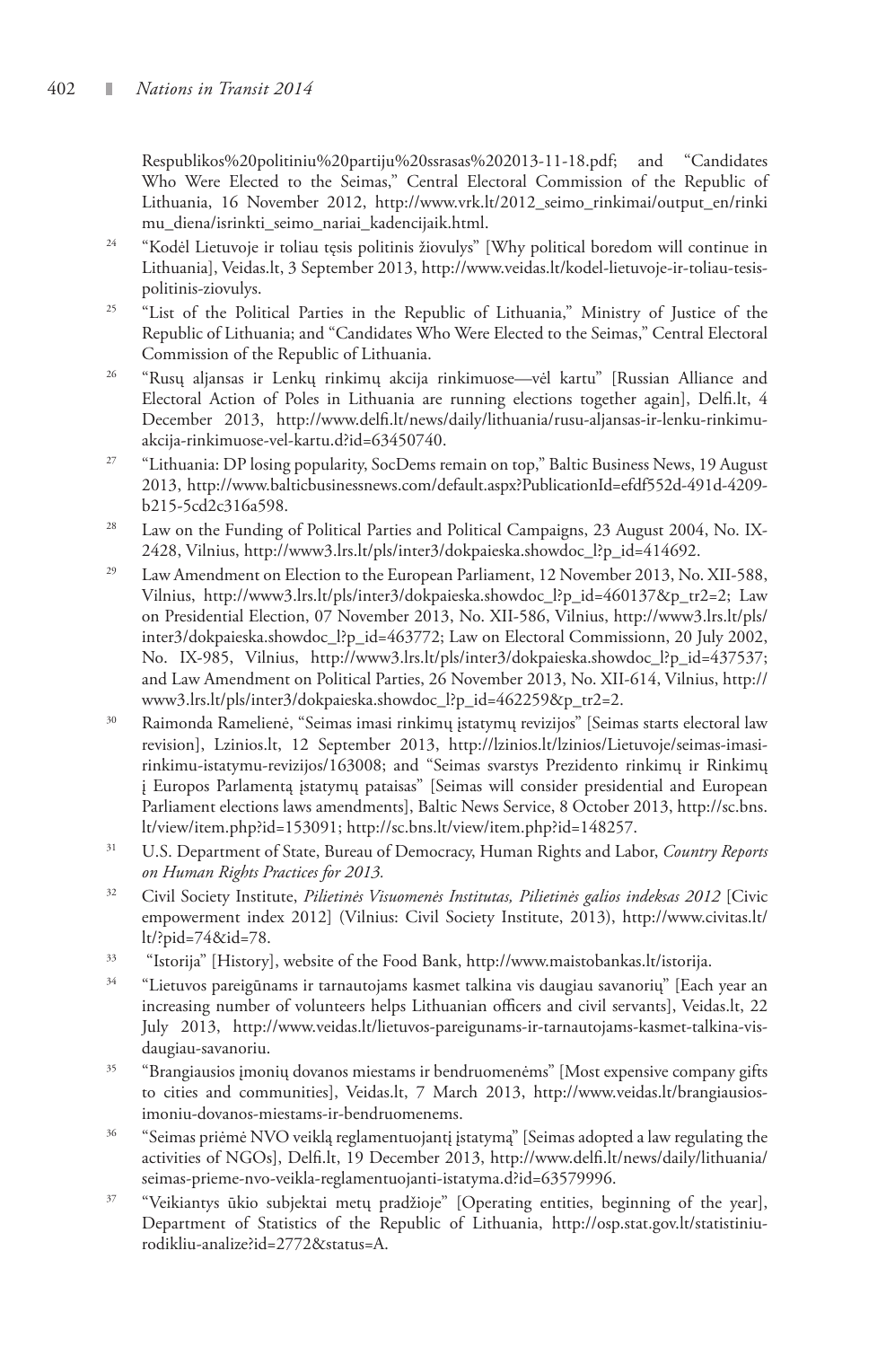Respublikos%20politiniu%20partiju%20ssrasas%202013-11-18.pdf; and "Candidates Who Were Elected to the Seimas," Central Electoral Commission of the Republic of Lithuania, 16 November 2012, http://www.vrk.lt/2012_seimo_rinkimai/output_en/rinkimu_diena/isrinkti_seimo_nariai_kadencijaik.html.

24 "Kodėl Lietuvoje ir toliau tęsis politinis žiovulys" [Why political boredom will continue in Lithuania], Veidas.lt, 3 September 2013, http://www.veidas.lt/kodel-lietuvoje-ir-toliau-tesis-politinis-ziovulys.

25 "List of the Political Parties in the Republic of Lithuania," Ministry of Justice of the Republic of Lithuania; and "Candidates Who Were Elected to the Seimas," Central Electoral Commission of the Republic of Lithuania.

26 "Rusų aljansas ir Lenkų rinkimų akcija rinkimuose—vėl kartu" [Russian Alliance and Electoral Action of Poles in Lithuania are running elections together again], Delfi.lt, 4 December 2013, http://www.delfi.lt/news/daily/lithuania/rusu-aljansas-ir-lenku-rinkimu-akcija-rinkimuose-vel-kartu.d?id=63450740.

27 "Lithuania: DP losing popularity, SocDems remain on top," Baltic Business News, 19 August 2013, http://www.balticbusinessnews.com/default.aspx?PublicationId=efdf552d-491d-4209-b215-5cd2c316a598.

28 Law on the Funding of Political Parties and Political Campaigns, 23 August 2004, No. IX-2428, Vilnius, http://www3.lrs.lt/pls/inter3/dokpaieska.showdoc_l?p_id=414692.

29 Law Amendment on Election to the European Parliament, 12 November 2013, No. XII-588, Vilnius, http://www3.lrs.lt/pls/inter3/dokpaieska.showdoc_l?p_id=460137&p_tr2=2; Law on Presidential Election, 07 November 2013, No. XII-586, Vilnius, http://www3.lrs.lt/pls/inter3/dokpaieska.showdoc_l?p_id=463772; Law on Electoral Commissionn, 20 July 2002, No. IX-985, Vilnius, http://www3.lrs.lt/pls/inter3/dokpaieska.showdoc_l?p_id=437537; and Law Amendment on Political Parties, 26 November 2013, No. XII-614, Vilnius, http://www3.lrs.lt/pls/inter3/dokpaieska.showdoc_l?p_id=462259&p_tr2=2.

30 Raimonda Ramelienė, "Seimas imasi rinkimų įstatymų revizijos" [Seimas starts electoral law revision], Lzinios.lt, 12 September 2013, http://lzinios.lt/lzinios/Lietuvoje/seimas-imasi-rinkimu-istatymu-revizijos/163008; and "Seimas svarstys Prezidento rinkimų ir Rinkimų į Europos Parlamentą įstatymų pataisas" [Seimas will consider presidential and European Parliament elections laws amendments], Baltic News Service, 8 October 2013, http://sc.bns.lt/view/item.php?id=153091; http://sc.bns.lt/view/item.php?id=148257.

31 U.S. Department of State, Bureau of Democracy, Human Rights and Labor, *Country Reports on Human Rights Practices for 2013.*

32 Civil Society Institute, *Pilietinės Visuomenės Institutas, Pilietinės galios indeksas 2012* [Civic empowerment index 2012] (Vilnius: Civil Society Institute, 2013), http://www.civitas.lt/lt/?pid=74&id=78.

33 "Istorija" [History], website of the Food Bank, http://www.maistobankas.lt/istorija.

34 "Lietuvos pareigūnams ir tarnautojams kasmet talkina vis daugiau savanorių" [Each year an increasing number of volunteers helps Lithuanian officers and civil servants], Veidas.lt, 22 July 2013, http://www.veidas.lt/lietuvos-pareigunams-ir-tarnautojams-kasmet-talkina-vis-daugiau-savanoriu.

35 "Brangiausios įmonių dovanos miestams ir bendruomenėms" [Most expensive company gifts to cities and communities], Veidas.lt, 7 March 2013, http://www.veidas.lt/brangiausios-imoniu-dovanos-miestams-ir-bendruomenems.

36 "Seimas priėmė NVO veiklą reglamentuojantį įstatymą" [Seimas adopted a law regulating the activities of NGOs], Delfi.lt, 19 December 2013, http://www.delfi.lt/news/daily/lithuania/seimas-prieme-nvo-veikla-reglamentuojanti-istatyma.d?id=63579996.

37 "Veikiantys ūkio subjektai metų pradžioje" [Operating entities, beginning of the year], Department of Statistics of the Republic of Lithuania, http://osp.stat.gov.lt/statistiniu-rodikliu-analize?id=2772&status=A.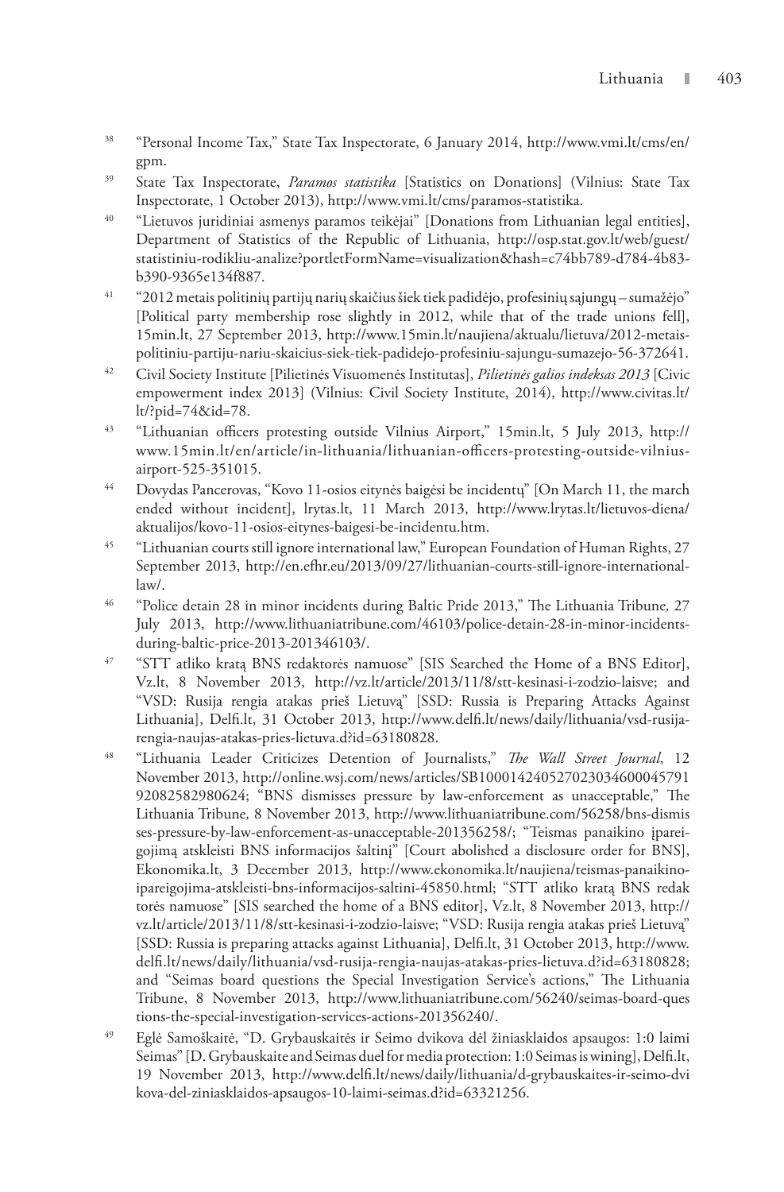38 "Personal Income Tax," State Tax Inspectorate, 6 January 2014, http://www.vmi.lt/cms/en/gpm.

39 State Tax Inspectorate, *Paramos statistika* [Statistics on Donations] (Vilnius: State Tax Inspectorate, 1 October 2013), http://www.vmi.lt/cms/paramos-statistika.

40 "Lietuvos juridiniai asmenys paramos teikėjai" [Donations from Lithuanian legal entities], Department of Statistics of the Republic of Lithuania, http://osp.stat.gov.lt/web/guest/statistiniu-rodikliu-analize?portletFormName=visualization&hash=c74bb789-d784-4b83-b390-9365e134f887.

41 "2012 metais politinių partijų narių skaičius šiek tiek padidėjo, profesinių sąjungų – sumažėjo" [Political party membership rose slightly in 2012, while that of the trade unions fell], 15min.lt, 27 September 2013, http://www.15min.lt/naujiena/aktualu/lietuva/2012-metais-politiniu-partiju-nariu-skaicius-siek-tiek-padidejo-profesiniu-sajungu-sumazejo-56-372641.

42 Civil Society Institute [Pilietinės Visuomenės Institutas], *Pilietinės galios indeksas 2013* [Civic empowerment index 2013] (Vilnius: Civil Society Institute, 2014), http://www.civitas.lt/lt/?pid=74&id=78.

43 "Lithuanian officers protesting outside Vilnius Airport," 15min.lt, 5 July 2013, http://www.15min.lt/en/article/in-lithuania/lithuanian-officers-protesting-outside-vilnius-airport-525-351015.

44 Dovydas Pancerovas, "Kovo 11-osios eitynės baigėsi be incidentų" [On March 11, the march ended without incident], lrytas.lt, 11 March 2013, http://www.lrytas.lt/lietuvos-diena/aktualijos/kovo-11-osios-eitynes-baigesi-be-incidentu.htm.

45 "Lithuanian courts still ignore international law," European Foundation of Human Rights, 27 September 2013, http://en.efhr.eu/2013/09/27/lithuanian-courts-still-ignore-international-law/.

46 "Police detain 28 in minor incidents during Baltic Pride 2013," The Lithuania Tribune, 27 July 2013, http://www.lithuaniatribune.com/46103/police-detain-28-in-minor-incidents-during-baltic-price-2013-201346103/.

47 "STT atliko kratą BNS redaktorės namuose" [SIS Searched the Home of a BNS Editor], Vz.lt, 8 November 2013, http://vz.lt/article/2013/11/8/stt-kesinasi-i-zodzio-laisve; and "VSD: Rusija rengia atakas prieš Lietuvą" [SSD: Russia is Preparing Attacks Against Lithuania], Delfi.lt, 31 October 2013, http://www.delfi.lt/news/daily/lithuania/vsd-rusija-rengia-naujas-atakas-pries-lietuva.d?id=63180828.

48 "Lithuania Leader Criticizes Detention of Journalists," *The Wall Street Journal*, 12 November 2013, http://online.wsj.com/news/articles/SB10001424052702304600004579192082582980624; "BNS dismisses pressure by law-enforcement as unacceptable," The Lithuania Tribune, 8 November 2013, http://www.lithuaniatribune.com/56258/bns-dismisses-pressure-by-law-enforcement-as-unacceptable-201356258/; "Teismas panaikino įpareigojimą atskleisti BNS informacijos šaltinį" [Court abolished a disclosure order for BNS], Ekonomika.lt, 3 December 2013, http://www.ekonomika.lt/naujiena/teismas-panaikino-ipareigojima-atskleisti-bns-informacijos-saltini-45850.html; "STT atliko kratą BNS redaktorės namuose" [SIS searched the home of a BNS editor], Vz.lt, 8 November 2013, http://vz.lt/article/2013/11/8/stt-kesinasi-i-zodzio-laisve; "VSD: Rusija rengia atakas prieš Lietuvą" [SSD: Russia is preparing attacks against Lithuania], Delfi.lt, 31 October 2013, http://www.delfi.lt/news/daily/lithuania/vsd-rusija-rengia-naujas-atakas-pries-lietuva.d?id=63180828; and "Seimas board questions the Special Investigation Service's actions," The Lithuania Tribune, 8 November 2013, http://www.lithuaniatribune.com/56240/seimas-board-questions-the-special-investigation-services-actions-201356240/.

49 Eglė Samoškaitė, "D. Grybauskaitės ir Seimo dvikova dėl žiniasklaidos apsaugos: 1:0 laimi Seimas" [D. Grybauskaite and Seimas duel for media protection: 1:0 Seimas is wining], Delfi.lt, 19 November 2013, http://www.delfi.lt/news/daily/lithuania/d-grybauskaites-ir-seimo-dvikova-del-ziniasklaidos-apsaugos-10-laimi-seimas.d?id=63321256.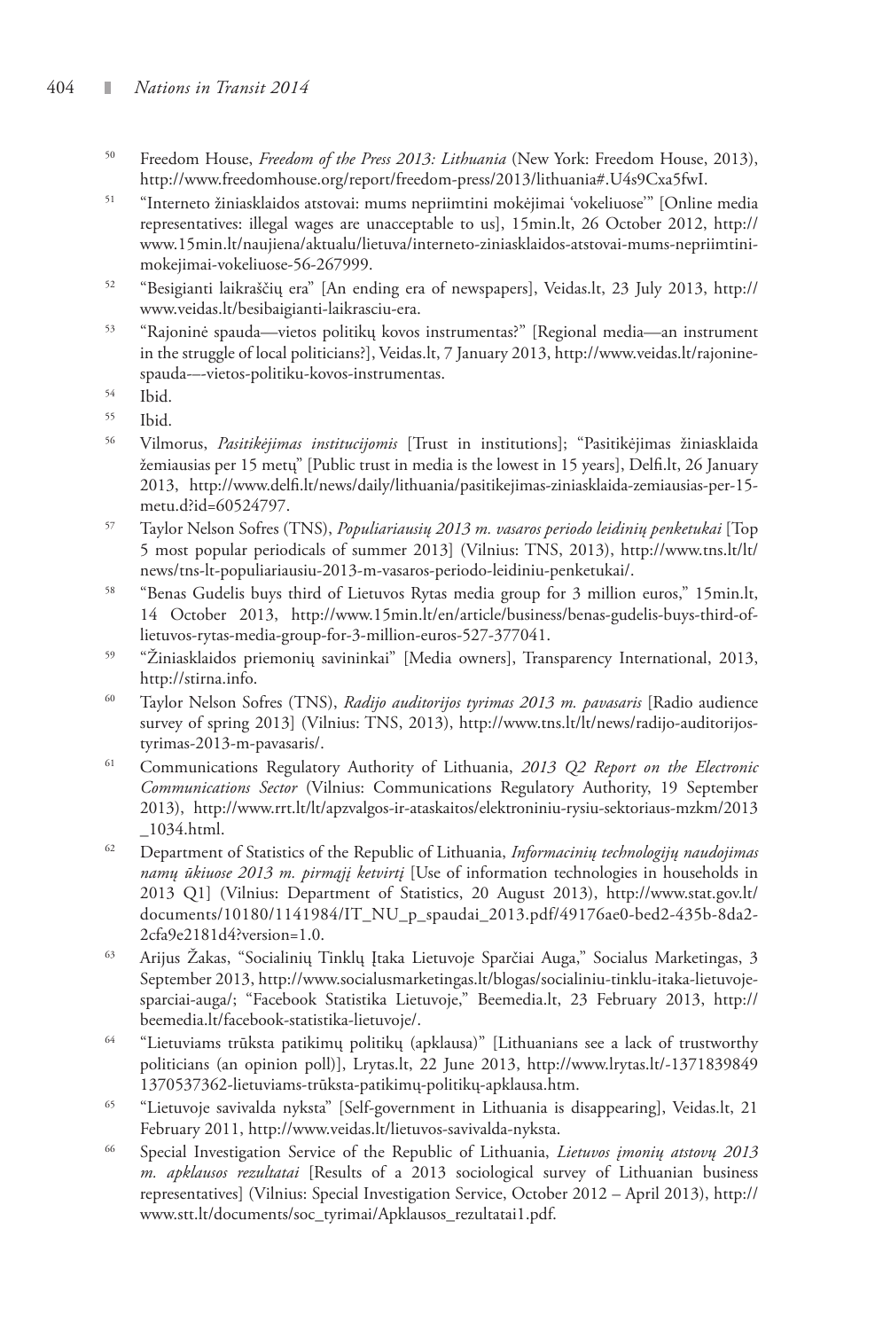[50] Freedom House, *Freedom of the Press 2013: Lithuania* (New York: Freedom House, 2013), http://www.freedomhouse.org/report/freedom-press/2013/lithuania#.U4s9Cxa5fwI.

[51] "Interneto žiniasklaidos atstovai: mums nepriimtini mokėjimai 'vokeliuose'" [Online media representatives: illegal wages are unacceptable to us], 15min.lt, 26 October 2012, http://www.15min.lt/naujiena/aktualu/lietuva/interneto-ziniasklaidos-atstovai-mums-nepriimtini-mokejimai-vokeliuose-56-267999.

[52] "Besigianti laikraščių era" [An ending era of newspapers], Veidas.lt, 23 July 2013, http://www.veidas.lt/besibaigianti-laikrasciu-era.

[53] "Rajoninė spauda—vietos politikų kovos instrumentas?" [Regional media—an instrument in the struggle of local politicians?], Veidas.lt, 7 January 2013, http://www.veidas.lt/rajonine-spauda-–-vietos-politiku-kovos-instrumentas.

[54] Ibid.

[55] Ibid.

[56] Vilmorus, *Pasitikėjimas institucijomis* [Trust in institutions]; "Pasitikėjimas žiniasklaida žemiausias per 15 metų" [Public trust in media is the lowest in 15 years], Delfi.lt, 26 January 2013, http://www.delfi.lt/news/daily/lithuania/pasitikejimas-ziniasklaida-zemiausias-per-15-metu.d?id=60524797.

[57] Taylor Nelson Sofres (TNS), *Populiariausių 2013 m. vasaros periodo leidinių penketukai* [Top 5 most popular periodicals of summer 2013] (Vilnius: TNS, 2013), http://www.tns.lt/lt/news/tns-lt-populiariausiu-2013-m-vasaros-periodo-leidiniu-penketukai/.

[58] "Benas Gudelis buys third of Lietuvos Rytas media group for 3 million euros," 15min.lt, 14 October 2013, http://www.15min.lt/en/article/business/benas-gudelis-buys-third-of-lietuvos-rytas-media-group-for-3-million-euros-527-377041.

[59] "Žiniasklaidos priemonių savininkai" [Media owners], Transparency International, 2013, http://stirna.info.

[60] Taylor Nelson Sofres (TNS), *Radijo auditorijos tyrimas 2013 m. pavasaris* [Radio audience survey of spring 2013] (Vilnius: TNS, 2013), http://www.tns.lt/lt/news/radijo-auditorijos-tyrimas-2013-m-pavasaris/.

[61] Communications Regulatory Authority of Lithuania, *2013 Q2 Report on the Electronic Communications Sector* (Vilnius: Communications Regulatory Authority, 19 September 2013), http://www.rrt.lt/lt/apzvalgos-ir-ataskaitos/elektroniniu-rysiu-sektoriaus-mzkm/2013_1034.html.

[62] Department of Statistics of the Republic of Lithuania, *Informacinių technologijų naudojimas namų ūkiuose 2013 m. pirmąjį ketvirtį* [Use of information technologies in households in 2013 Q1] (Vilnius: Department of Statistics, 20 August 2013), http://www.stat.gov.lt/documents/10180/1141984/IT_NU_p_spaudai_2013.pdf/49176ae0-bed2-435b-8da2-2cfa9e2181d4?version=1.0.

[63] Arijus Žakas, "Socialinių Tinklų Įtaka Lietuvoje Sparčiai Auga," Socialus Marketingas, 3 September 2013, http://www.socialusmarketingas.lt/blogas/socialiniu-tinklu-itaka-lietuvoje-sparciai-auga/; "Facebook Statistika Lietuvoje," Beemedia.lt, 23 February 2013, http://beemedia.lt/facebook-statistika-lietuvoje/.

[64] "Lietuviams trūksta patikimų politikų (apklausa)" [Lithuanians see a lack of trustworthy politicians (an opinion poll)], Lrytas.lt, 22 June 2013, http://www.lrytas.lt/-1371839849 1370537362-lietuviams-trūksta-patikimų-politikų-apklausa.htm.

[65] "Lietuvoje savivalda nyksta" [Self-government in Lithuania is disappearing], Veidas.lt, 21 February 2011, http://www.veidas.lt/lietuvos-savivalda-nyksta.

[66] Special Investigation Service of the Republic of Lithuania, *Lietuvos įmonių atstovų 2013 m. apklausos rezultatai* [Results of a 2013 sociological survey of Lithuanian business representatives] (Vilnius: Special Investigation Service, October 2012 – April 2013), http://www.stt.lt/documents/soc_tyrimai/Apklausos_rezultatai1.pdf.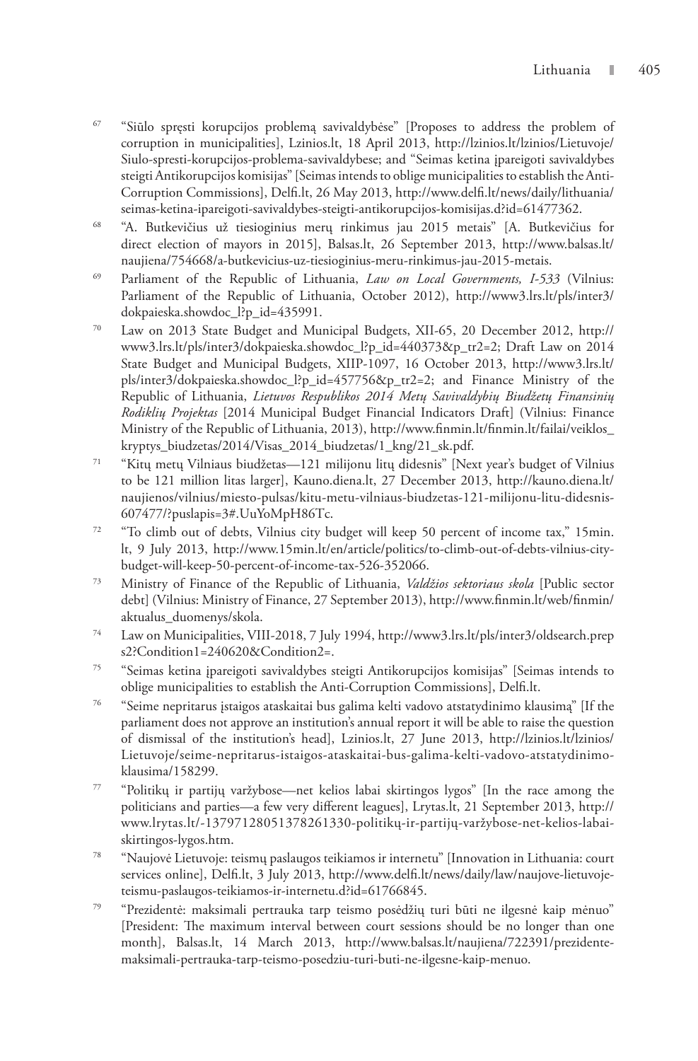67 "Siūlo spręsti korupcijos problemą savivaldybėse" [Proposes to address the problem of corruption in municipalities], Lzinios.lt, 18 April 2013, http://lzinios.lt/lzinios/Lietuvoje/Siulo-spresti-korupcijos-problema-savivaldybese; and "Seimas ketina įpareigoti savivaldybes steigti Antikorupcijos komisijas" [Seimas intends to oblige municipalities to establish the Anti-Corruption Commissions], Delfi.lt, 26 May 2013, http://www.delfi.lt/news/daily/lithuania/seimas-ketina-ipareigoti-savivaldybes-steigti-antikorupcijos-komisijas.d?id=61477362.

68 "A. Butkevičius už tiesioginius merų rinkimus jau 2015 metais" [A. Butkevičius for direct election of mayors in 2015], Balsas.lt, 26 September 2013, http://www.balsas.lt/naujiena/754668/a-butkevicius-uz-tiesioginius-meru-rinkimus-jau-2015-metais.

69 Parliament of the Republic of Lithuania, *Law on Local Governments, I-533* (Vilnius: Parliament of the Republic of Lithuania, October 2012), http://www3.lrs.lt/pls/inter3/dokpaieska.showdoc_l?p_id=435991.

70 Law on 2013 State Budget and Municipal Budgets, XII-65, 20 December 2012, http://www3.lrs.lt/pls/inter3/dokpaieska.showdoc_l?p_id=440373&p_tr2=2; Draft Law on 2014 State Budget and Municipal Budgets, XIIP-1097, 16 October 2013, http://www3.lrs.lt/pls/inter3/dokpaieska.showdoc_l?p_id=457756&p_tr2=2; and Finance Ministry of the Republic of Lithuania, *Lietuvos Respublikos 2014 Metų Savivaldybių Biudžetų Finansinių Rodiklių Projektas* [2014 Municipal Budget Financial Indicators Draft] (Vilnius: Finance Ministry of the Republic of Lithuania, 2013), http://www.finmin.lt/finmin.lt/failai/veiklos_kryptys_biudzetas/2014/Visas_2014_biudzetas/1_kng/21_sk.pdf.

71 "Kitų metų Vilniaus biudžetas—121 milijonu litų didesnis" [Next year's budget of Vilnius to be 121 million litas larger], Kauno.diena.lt, 27 December 2013, http://kauno.diena.lt/naujienos/vilnius/miesto-pulsas/kitu-metu-vilniaus-biudzetas-121-milijonu-litu-didesnis-607477/?puslapis=3#.UuYoMpH86Tc.

72 "To climb out of debts, Vilnius city budget will keep 50 percent of income tax," 15min.lt, 9 July 2013, http://www.15min.lt/en/article/politics/to-climb-out-of-debts-vilnius-city-budget-will-keep-50-percent-of-income-tax-526-352066.

73 Ministry of Finance of the Republic of Lithuania, *Valdžios sektoriaus skola* [Public sector debt] (Vilnius: Ministry of Finance, 27 September 2013), http://www.finmin.lt/web/finmin/aktualus_duomenys/skola.

74 Law on Municipalities, VIII-2018, 7 July 1994, http://www3.lrs.lt/pls/inter3/oldsearch.preps2?Condition1=240620&Condition2=.

75 "Seimas ketina įpareigoti savivaldybes steigti Antikorupcijos komisijas" [Seimas intends to oblige municipalities to establish the Anti-Corruption Commissions], Delfi.lt.

76 "Seime nepritarus įstaigos ataskaitai bus galima kelti vadovo atstatydinimo klausimą" [If the parliament does not approve an institution's annual report it will be able to raise the question of dismissal of the institution's head], Lzinios.lt, 27 June 2013, http://lzinios.lt/lzinios/Lietuvoje/seime-nepritarus-istaigos-ataskaitai-bus-galima-kelti-vadovo-atstatydinimo-klausima/158299.

77 "Politikų ir partijų varžybose—net kelios labai skirtingos lygos" [In the race among the politicians and parties—a few very different leagues], Lrytas.lt, 21 September 2013, http://www.lrytas.lt/-13797128051378261330-politikų-ir-partijų-varžybose-net-kelios-labai-skirtingos-lygos.htm.

78 "Naujovė Lietuvoje: teismų paslaugos teikiamos ir internetu" [Innovation in Lithuania: court services online], Delfi.lt, 3 July 2013, http://www.delfi.lt/news/daily/law/naujove-lietuvoje-teismu-paslaugos-teikiamos-ir-internetu.d?id=61766845.

79 "Prezidentė: maksimali pertrauka tarp teismo posėdžių turi būti ne ilgesnė kaip mėnuo" [President: The maximum interval between court sessions should be no longer than one month], Balsas.lt, 14 March 2013, http://www.balsas.lt/naujiena/722391/prezidente-maksimali-pertrauka-tarp-teismo-posedziu-turi-buti-ne-ilgesne-kaip-menuo.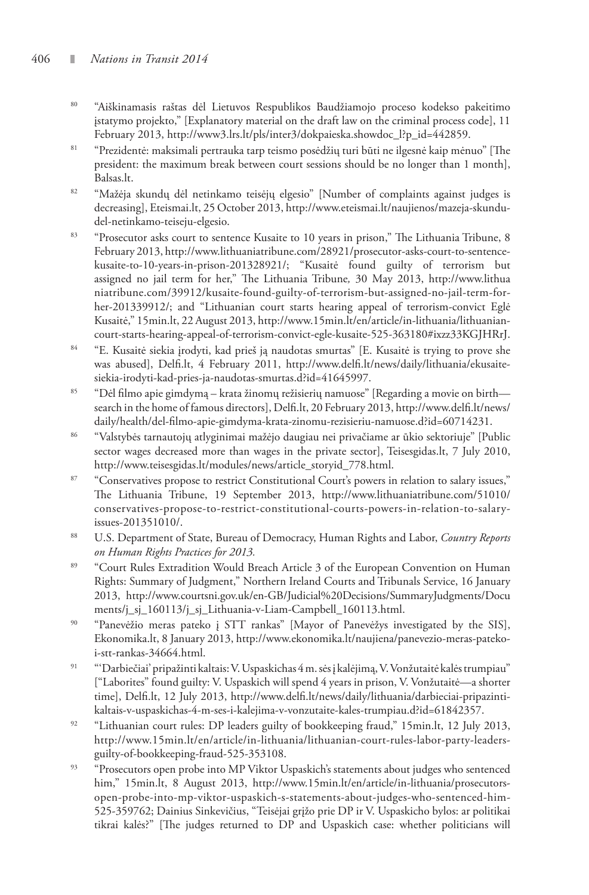80 "Aiškinamasis raštas dėl Lietuvos Respublikos Baudžiamojo proceso kodekso pakeitimo įstatymo projekto," [Explanatory material on the draft law on the criminal process code], 11 February 2013, http://www3.lrs.lt/pls/inter3/dokpaieska.showdoc_l?p_id=442859.

81 "Prezidentė: maksimali pertrauka tarp teismo posėdžių turi būti ne ilgesnė kaip mėnuo" [The president: the maximum break between court sessions should be no longer than 1 month], Balsas.lt.

82 "Mažėja skundų dėl netinkamo teisėjų elgesio" [Number of complaints against judges is decreasing], Eteismai.lt, 25 October 2013, http://www.eteismai.lt/naujienos/mazeja-skundu-del-netinkamo-teiseju-elgesio.

83 "Prosecutor asks court to sentence Kusaite to 10 years in prison," The Lithuania Tribune, 8 February 2013, http://www.lithuaniatribune.com/28921/prosecutor-asks-court-to-sentence-kusaite-to-10-years-in-prison-201328921/; "Kusaitė found guilty of terrorism but assigned no jail term for her," The Lithuania Tribune*,* 30 May 2013, http://www.lithuaniatribune.com/39912/kusaite-found-guilty-of-terrorism-but-assigned-no-jail-term-for-her-201339912/; and "Lithuanian court starts hearing appeal of terrorism-convict Eglė Kusaitė," 15min.lt, 22 August 2013, http://www.15min.lt/en/article/in-lithuania/lithuanian-court-starts-hearing-appeal-of-terrorism-convict-egle-kusaite-525-363180#ixzz33KGJHRrJ.

84 "E. Kusaitė siekia įrodyti, kad prieš ją naudotas smurtas" [E. Kusaitė is trying to prove she was abused], Delfi.lt, 4 February 2011, http://www.delfi.lt/news/daily/lithuania/ekusaite-siekia-irodyti-kad-pries-ja-naudotas-smurtas.d?id=41645997.

85 "Dėl filmo apie gimdymą – krata žinomų režisierių namuose" [Regarding a movie on birth—search in the home of famous directors], Delfi.lt, 20 February 2013, http://www.delfi.lt/news/daily/health/del-filmo-apie-gimdyma-krata-zinomu-rezisieriu-namuose.d?id=60714231.

86 "Valstybės tarnautojų atlyginimai mažėjo daugiau nei privačiame ar ūkio sektoriuje" [Public sector wages decreased more than wages in the private sector], Teisesgidas.lt, 7 July 2010, http://www.teisesgidas.lt/modules/news/article_storyid_778.html.

87 "Conservatives propose to restrict Constitutional Court's powers in relation to salary issues," The Lithuania Tribune, 19 September 2013, http://www.lithuaniatribune.com/51010/conservatives-propose-to-restrict-constitutional-courts-powers-in-relation-to-salary-issues-201351010/.

88 U.S. Department of State, Bureau of Democracy, Human Rights and Labor, *Country Reports on Human Rights Practices for 2013.*

89 "Court Rules Extradition Would Breach Article 3 of the European Convention on Human Rights: Summary of Judgment," Northern Ireland Courts and Tribunals Service, 16 January 2013, http://www.courtsni.gov.uk/en-GB/Judicial%20Decisions/SummaryJudgments/Documents/j_sj_160113/j_sj_Lithuania-v-Liam-Campbell_160113.html.

90 "Panevėžio meras pateko į STT rankas" [Mayor of Panevėžys investigated by the SIS], Ekonomika.lt, 8 January 2013, http://www.ekonomika.lt/naujiena/panevezio-meras-pateko-i-stt-rankas-34664.html.

91 "'Darbiečiai' pripažinti kaltais: V. Uspaskichas 4 m. sės į kalėjimą, V. Vonžutaitė kalės trumpiau" ["Laborites" found guilty: V. Uspaskich will spend 4 years in prison, V. Vonžutaitė—a shorter time], Delfi.lt, 12 July 2013, http://www.delfi.lt/news/daily/lithuania/darbieciai-pripazinti-kaltais-v-uspaskichas-4-m-ses-i-kalejima-v-vonzutaite-kales-trumpiau.d?id=61842357.

92 "Lithuanian court rules: DP leaders guilty of bookkeeping fraud," 15min.lt, 12 July 2013, http://www.15min.lt/en/article/in-lithuania/lithuanian-court-rules-labor-party-leaders-guilty-of-bookkeeping-fraud-525-353108.

93 "Prosecutors open probe into MP Viktor Uspaskich's statements about judges who sentenced him," 15min.lt, 8 August 2013, http://www.15min.lt/en/article/in-lithuania/prosecutors-open-probe-into-mp-viktor-uspaskich-s-statements-about-judges-who-sentenced-him-525-359762; Dainius Sinkevičius, "Teisėjai grįžo prie DP ir V. Uspaskicho bylos: ar politikai tikrai kalės?" [The judges returned to DP and Uspaskich case: whether politicians will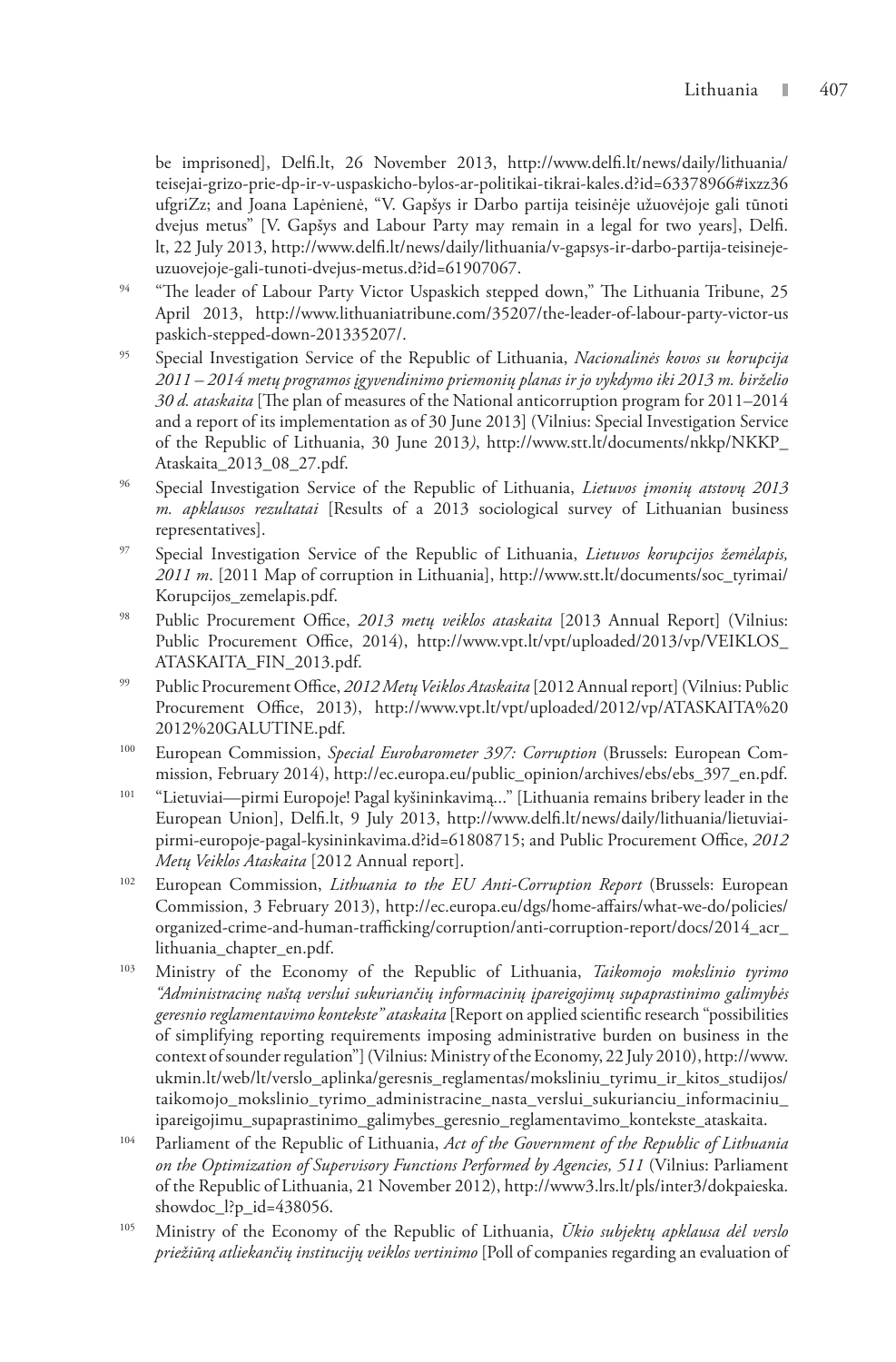be imprisoned], Delfi.lt, 26 November 2013, http://www.delfi.lt/news/daily/lithuania/teisejai-grizo-prie-dp-ir-v-uspaskicho-bylos-ar-politikai-tikrai-kales.d?id=63378966#ixzz36ufgriZz; and Joana Lapėnienė, "V. Gapšys ir Darbo partija teisinėje užuovėjoje gali tūnoti dvejus metus" [V. Gapšys and Labour Party may remain in a legal for two years], Delfi.lt, 22 July 2013, http://www.delfi.lt/news/daily/lithuania/v-gapsys-ir-darbo-partija-teisineje-uzuovejoje-gali-tunoti-dvejus-metus.d?id=61907067.

[94] "The leader of Labour Party Victor Uspaskich stepped down," The Lithuania Tribune, 25 April 2013, http://www.lithuaniatribune.com/35207/the-leader-of-labour-party-victor-uspaskich-stepped-down-201335207/.

[95] Special Investigation Service of the Republic of Lithuania, *Nacionalinės kovos su korupcija 2011 – 2014 metų programos įgyvendinimo priemonių planas ir jo vykdymo iki 2013 m. birželio 30 d. ataskaita* [The plan of measures of the National anticorruption program for 2011–2014 and a report of its implementation as of 30 June 2013] (Vilnius: Special Investigation Service of the Republic of Lithuania, 30 June 2013), http://www.stt.lt/documents/nkkp/NKKP_Ataskaita_2013_08_27.pdf.

[96] Special Investigation Service of the Republic of Lithuania, *Lietuvos įmonių atstovų 2013 m. apklausos rezultatai* [Results of a 2013 sociological survey of Lithuanian business representatives].

[97] Special Investigation Service of the Republic of Lithuania, *Lietuvos korupcijos žemėlapis, 2011 m*. [2011 Map of corruption in Lithuania], http://www.stt.lt/documents/soc_tyrimai/Korupcijos_zemelapis.pdf.

[98] Public Procurement Office, *2013 metų veiklos ataskaita* [2013 Annual Report] (Vilnius: Public Procurement Office, 2014), http://www.vpt.lt/vpt/uploaded/2013/vp/VEIKLOS_ATASKAITA_FIN_2013.pdf.

[99] Public Procurement Office, *2012 Metų Veiklos Ataskaita* [2012 Annual report] (Vilnius: Public Procurement Office, 2013), http://www.vpt.lt/vpt/uploaded/2012/vp/ATASKAITA%202012%20GALUTINE.pdf.

[100] European Commission, *Special Eurobarometer 397: Corruption* (Brussels: European Commission, February 2014), http://ec.europa.eu/public_opinion/archives/ebs/ebs_397_en.pdf.

[101] "Lietuviai—pirmi Europoje! Pagal kyšininkavimą..." [Lithuania remains bribery leader in the European Union], Delfi.lt, 9 July 2013, http://www.delfi.lt/news/daily/lithuania/lietuviai-pirmi-europoje-pagal-kysininkavima.d?id=61808715; and Public Procurement Office, *2012 Metų Veiklos Ataskaita* [2012 Annual report].

[102] European Commission, *Lithuania to the EU Anti-Corruption Report* (Brussels: European Commission, 3 February 2013), http://ec.europa.eu/dgs/home-affairs/what-we-do/policies/organized-crime-and-human-trafficking/corruption/anti-corruption-report/docs/2014_acr_lithuania_chapter_en.pdf.

[103] Ministry of the Economy of the Republic of Lithuania, *Taikomojo mokslinio tyrimo "Administracinę naštą verslui sukuriančių informacinių įpareigojimų supaprastinimo galimybės geresnio reglamentavimo kontekste" ataskaita* [Report on applied scientific research "possibilities of simplifying reporting requirements imposing administrative burden on business in the context of sounder regulation"] (Vilnius: Ministry of the Economy, 22 July 2010), http://www.ukmin.lt/web/lt/verslo_aplinka/geresnis_reglamentas/moksliniu_tyrimu_ir_kitos_studijos/taikomojo_mokslinio_tyrimo_administracine_nasta_verslui_sukurianciu_informaciniu_ipareigojimu_supaprastinimo_galimybes_geresnio_reglamentavimo_kontekste_ataskaita.

[104] Parliament of the Republic of Lithuania, *Act of the Government of the Republic of Lithuania on the Optimization of Supervisory Functions Performed by Agencies, 511* (Vilnius: Parliament of the Republic of Lithuania, 21 November 2012), http://www3.lrs.lt/pls/inter3/dokpaieska.showdoc_l?p_id=438056.

[105] Ministry of the Economy of the Republic of Lithuania, *Ūkio subjektų apklausa dėl verslo priežiūrą atliekančių institucijų veiklos vertinimo* [Poll of companies regarding an evaluation of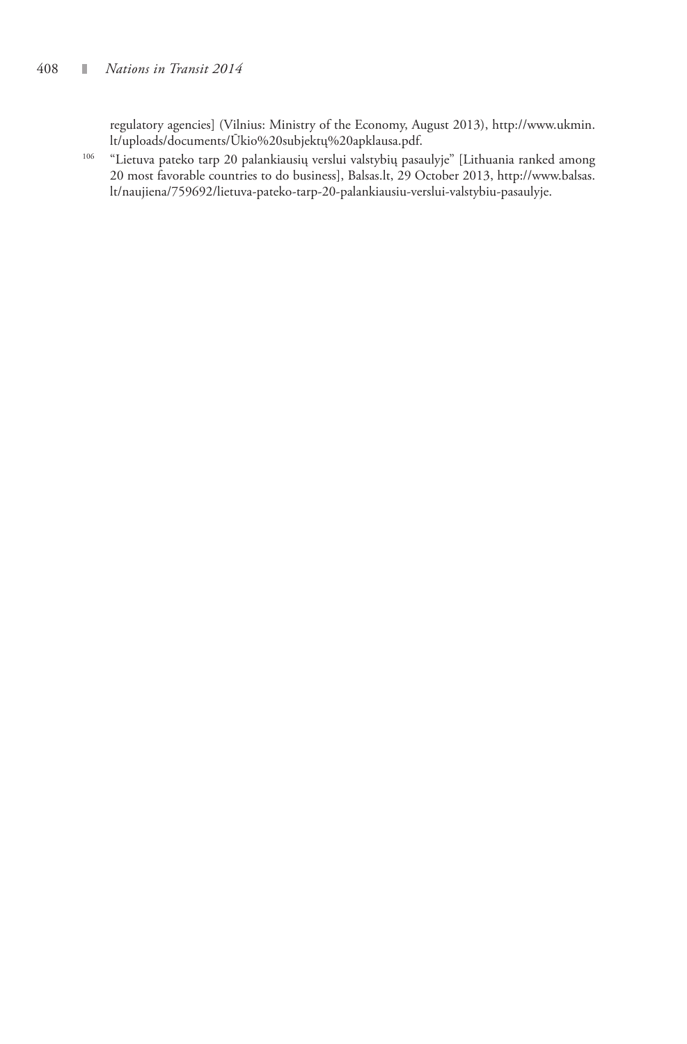regulatory agencies] (Vilnius: Ministry of the Economy, August 2013), http://www.ukmin.lt/uploads/documents/Ūkio%20subjektų%20apklausa.pdf.

[106] "Lietuva pateko tarp 20 palankiausių verslui valstybių pasaulyje" [Lithuania ranked among 20 most favorable countries to do business], Balsas.lt, 29 October 2013, http://www.balsas.lt/naujiena/759692/lietuva-pateko-tarp-20-palankiausiu-verslui-valstybiu-pasaulyje.